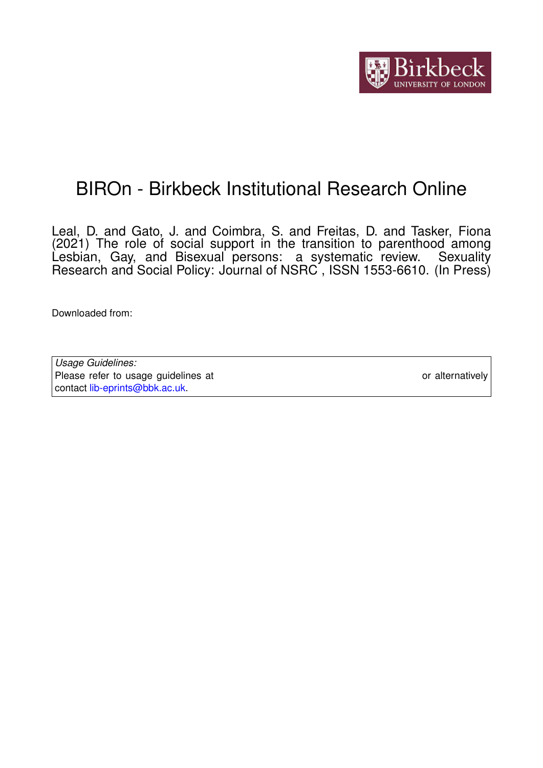# BIROn - Birkbeck Institutional Research Online

Leal, D. and Gato, J. and Coimbra, S. and Freitas, D. and Tasker, Fiona (2021) The role of social support in the transition to parenthood among Lesbian, Gay, and Bisexual persons: a systematic review. Sexuality Research and Social Policy: Journal of NSRC , ISSN 1553-6610. (In Press)

Downloaded from:

*Usage Guidelines:*
Please refer to usage guidelines at or alternatively contact lib-eprints@bbk.ac.uk.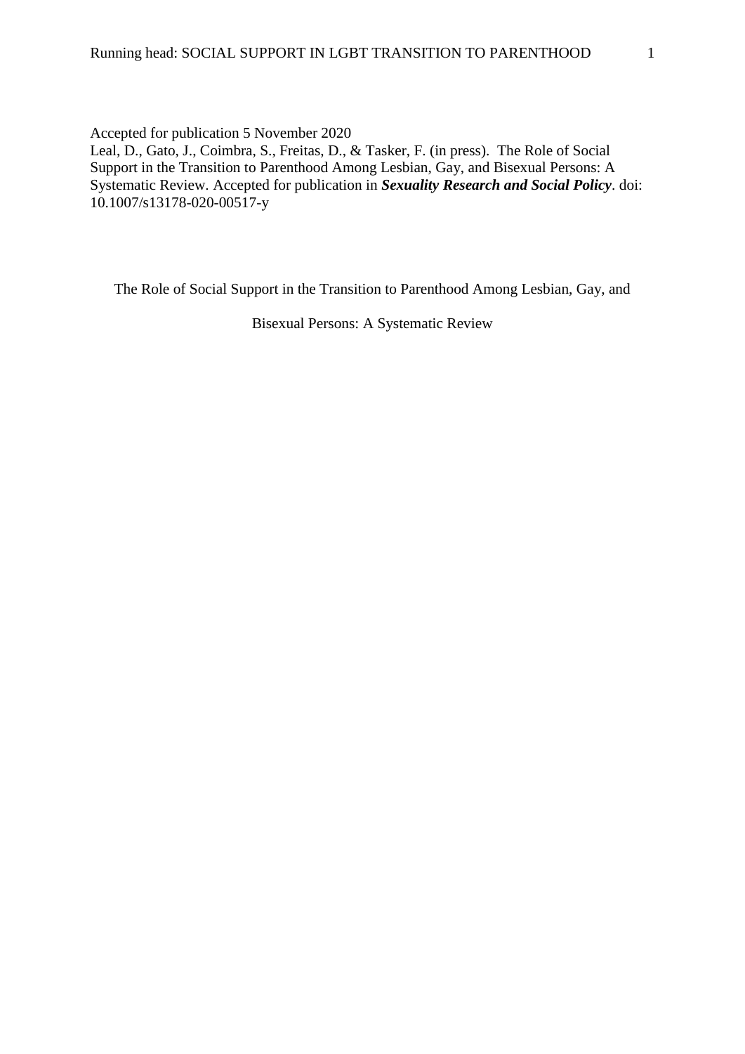Accepted for publication 5 November 2020

Leal, D., Gato, J., Coimbra, S., Freitas, D., & Tasker, F. (in press). The Role of Social Support in the Transition to Parenthood Among Lesbian, Gay, and Bisexual Persons: A Systematic Review. Accepted for publication in ***Sexuality Research and Social Policy***. doi: 10.1007/s13178-020-00517-y

# The Role of Social Support in the Transition to Parenthood Among Lesbian, Gay, and Bisexual Persons: A Systematic Review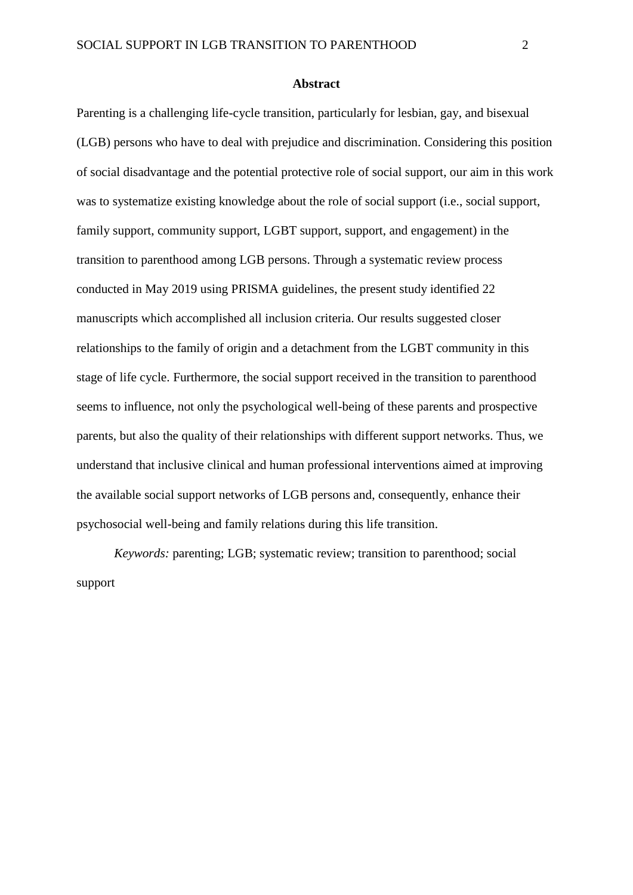# Abstract

Parenting is a challenging life-cycle transition, particularly for lesbian, gay, and bisexual (LGB) persons who have to deal with prejudice and discrimination. Considering this position of social disadvantage and the potential protective role of social support, our aim in this work was to systematize existing knowledge about the role of social support (i.e., social support, family support, community support, LGBT support, support, and engagement) in the transition to parenthood among LGB persons. Through a systematic review process conducted in May 2019 using PRISMA guidelines, the present study identified 22 manuscripts which accomplished all inclusion criteria. Our results suggested closer relationships to the family of origin and a detachment from the LGBT community in this stage of life cycle. Furthermore, the social support received in the transition to parenthood seems to influence, not only the psychological well-being of these parents and prospective parents, but also the quality of their relationships with different support networks. Thus, we understand that inclusive clinical and human professional interventions aimed at improving the available social support networks of LGB persons and, consequently, enhance their psychosocial well-being and family relations during this life transition.

*Keywords:* parenting; LGB; systematic review; transition to parenthood; social support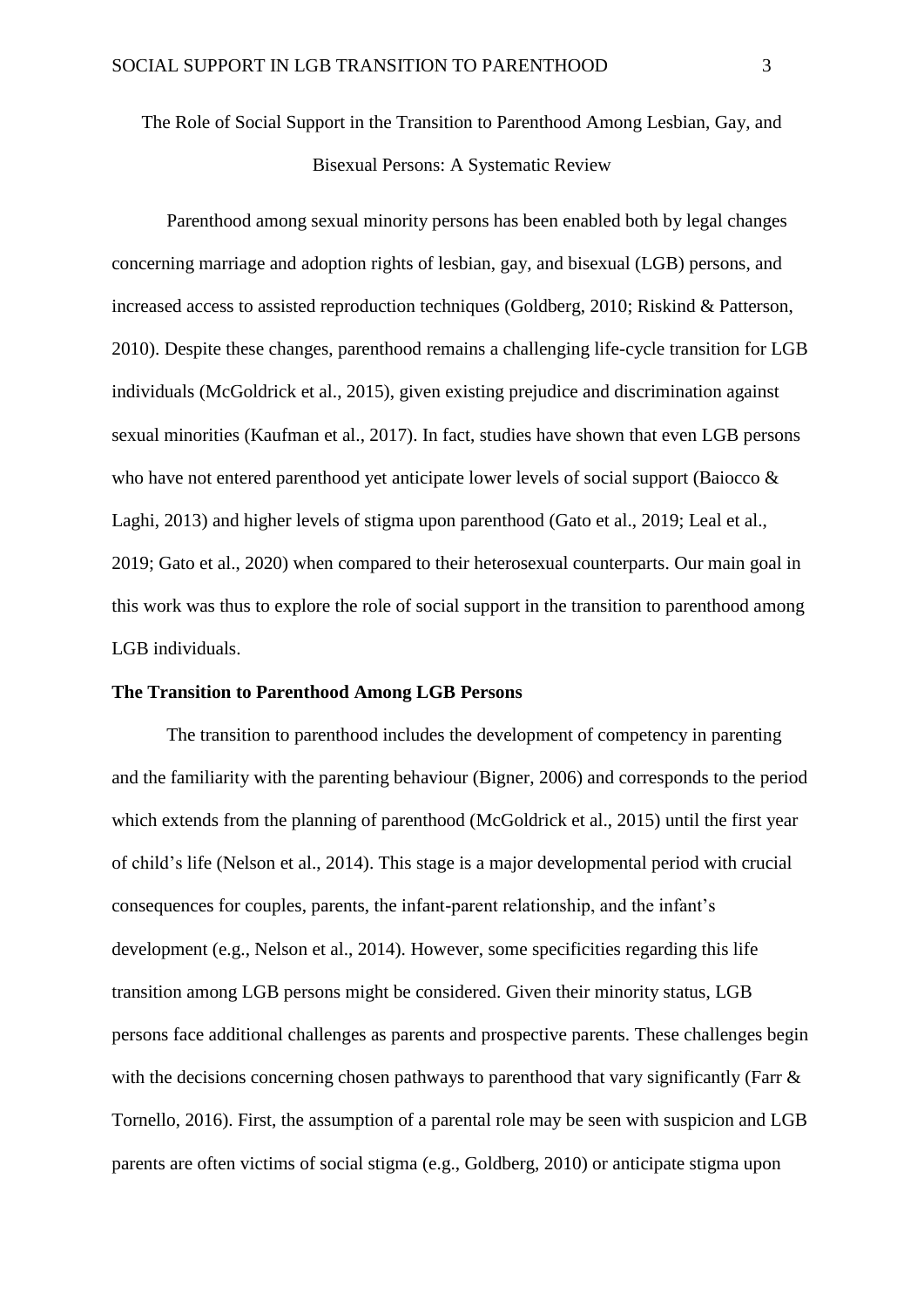# The Role of Social Support in the Transition to Parenthood Among Lesbian, Gay, and Bisexual Persons: A Systematic Review

Parenthood among sexual minority persons has been enabled both by legal changes concerning marriage and adoption rights of lesbian, gay, and bisexual (LGB) persons, and increased access to assisted reproduction techniques (Goldberg, 2010; Riskind & Patterson, 2010). Despite these changes, parenthood remains a challenging life-cycle transition for LGB individuals (McGoldrick et al., 2015), given existing prejudice and discrimination against sexual minorities (Kaufman et al., 2017). In fact, studies have shown that even LGB persons who have not entered parenthood yet anticipate lower levels of social support (Baiocco & Laghi, 2013) and higher levels of stigma upon parenthood (Gato et al., 2019; Leal et al., 2019; Gato et al., 2020) when compared to their heterosexual counterparts. Our main goal in this work was thus to explore the role of social support in the transition to parenthood among LGB individuals.

## The Transition to Parenthood Among LGB Persons

The transition to parenthood includes the development of competency in parenting and the familiarity with the parenting behaviour (Bigner, 2006) and corresponds to the period which extends from the planning of parenthood (McGoldrick et al., 2015) until the first year of child's life (Nelson et al., 2014). This stage is a major developmental period with crucial consequences for couples, parents, the infant-parent relationship, and the infant's development (e.g., Nelson et al., 2014). However, some specificities regarding this life transition among LGB persons might be considered. Given their minority status, LGB persons face additional challenges as parents and prospective parents. These challenges begin with the decisions concerning chosen pathways to parenthood that vary significantly (Farr & Tornello, 2016). First, the assumption of a parental role may be seen with suspicion and LGB parents are often victims of social stigma (e.g., Goldberg, 2010) or anticipate stigma upon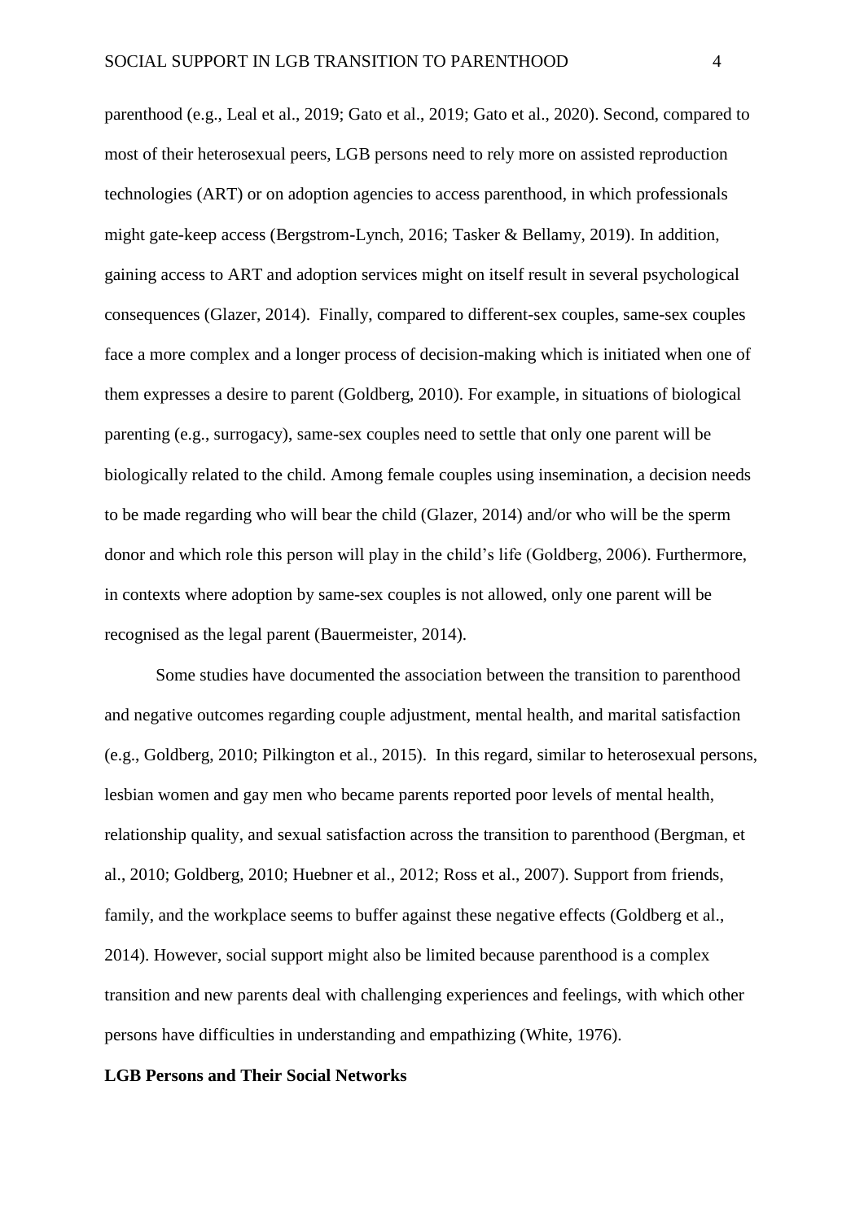parenthood (e.g., Leal et al., 2019; Gato et al., 2019; Gato et al., 2020). Second, compared to most of their heterosexual peers, LGB persons need to rely more on assisted reproduction technologies (ART) or on adoption agencies to access parenthood, in which professionals might gate-keep access (Bergstrom-Lynch, 2016; Tasker & Bellamy, 2019). In addition, gaining access to ART and adoption services might on itself result in several psychological consequences (Glazer, 2014). Finally, compared to different-sex couples, same-sex couples face a more complex and a longer process of decision-making which is initiated when one of them expresses a desire to parent (Goldberg, 2010). For example, in situations of biological parenting (e.g., surrogacy), same-sex couples need to settle that only one parent will be biologically related to the child. Among female couples using insemination, a decision needs to be made regarding who will bear the child (Glazer, 2014) and/or who will be the sperm donor and which role this person will play in the child's life (Goldberg, 2006). Furthermore, in contexts where adoption by same-sex couples is not allowed, only one parent will be recognised as the legal parent (Bauermeister, 2014).

Some studies have documented the association between the transition to parenthood and negative outcomes regarding couple adjustment, mental health, and marital satisfaction (e.g., Goldberg, 2010; Pilkington et al., 2015). In this regard, similar to heterosexual persons, lesbian women and gay men who became parents reported poor levels of mental health, relationship quality, and sexual satisfaction across the transition to parenthood (Bergman, et al., 2010; Goldberg, 2010; Huebner et al., 2012; Ross et al., 2007). Support from friends, family, and the workplace seems to buffer against these negative effects (Goldberg et al., 2014). However, social support might also be limited because parenthood is a complex transition and new parents deal with challenging experiences and feelings, with which other persons have difficulties in understanding and empathizing (White, 1976).

## LGB Persons and Their Social Networks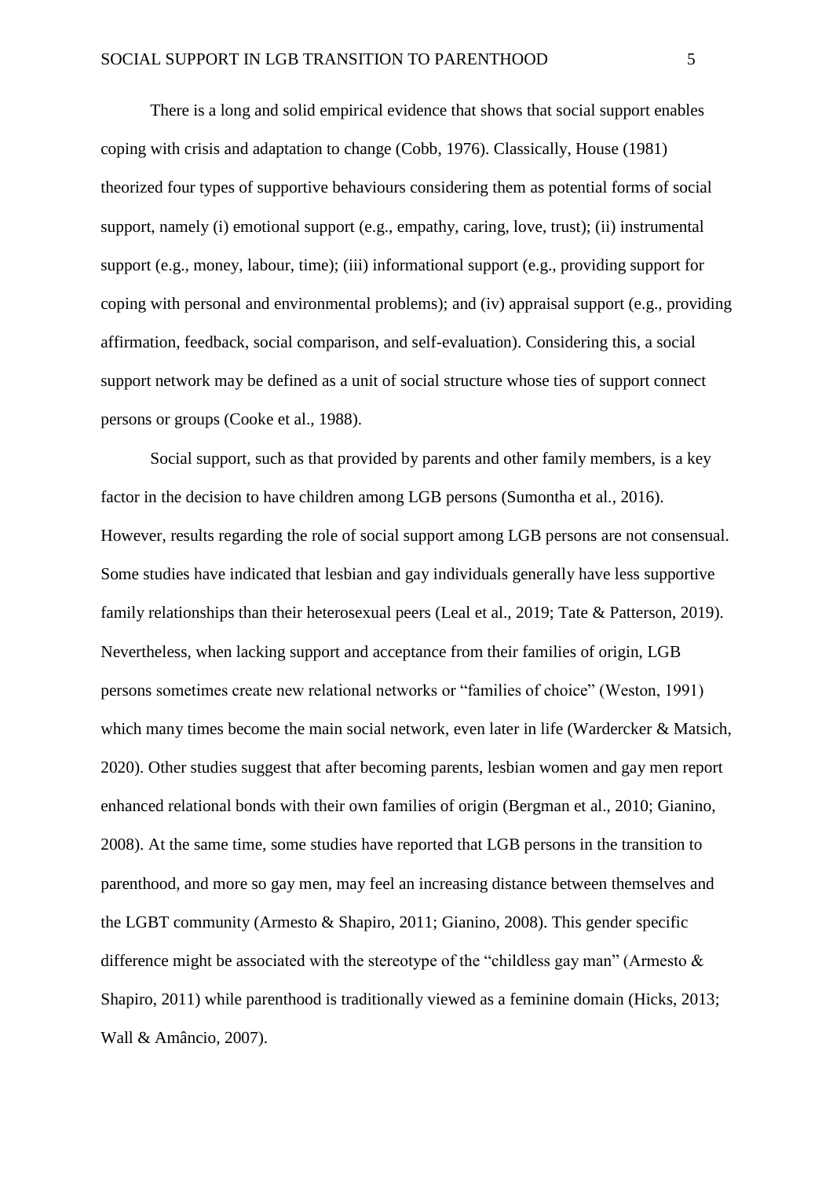There is a long and solid empirical evidence that shows that social support enables coping with crisis and adaptation to change (Cobb, 1976). Classically, House (1981) theorized four types of supportive behaviours considering them as potential forms of social support, namely (i) emotional support (e.g., empathy, caring, love, trust); (ii) instrumental support (e.g., money, labour, time); (iii) informational support (e.g., providing support for coping with personal and environmental problems); and (iv) appraisal support (e.g., providing affirmation, feedback, social comparison, and self-evaluation). Considering this, a social support network may be defined as a unit of social structure whose ties of support connect persons or groups (Cooke et al., 1988).

Social support, such as that provided by parents and other family members, is a key factor in the decision to have children among LGB persons (Sumontha et al., 2016). However, results regarding the role of social support among LGB persons are not consensual. Some studies have indicated that lesbian and gay individuals generally have less supportive family relationships than their heterosexual peers (Leal et al., 2019; Tate & Patterson, 2019). Nevertheless, when lacking support and acceptance from their families of origin, LGB persons sometimes create new relational networks or "families of choice" (Weston, 1991) which many times become the main social network, even later in life (Wardercker & Matsich, 2020). Other studies suggest that after becoming parents, lesbian women and gay men report enhanced relational bonds with their own families of origin (Bergman et al., 2010; Gianino, 2008). At the same time, some studies have reported that LGB persons in the transition to parenthood, and more so gay men, may feel an increasing distance between themselves and the LGBT community (Armesto & Shapiro, 2011; Gianino, 2008). This gender specific difference might be associated with the stereotype of the "childless gay man" (Armesto & Shapiro, 2011) while parenthood is traditionally viewed as a feminine domain (Hicks, 2013; Wall & Amâncio, 2007).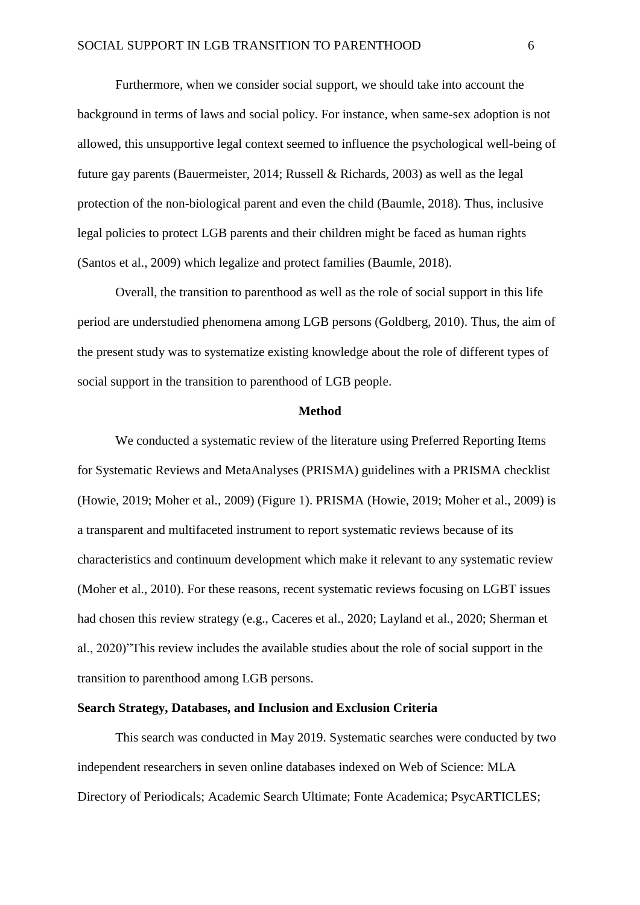Furthermore, when we consider social support, we should take into account the background in terms of laws and social policy. For instance, when same-sex adoption is not allowed, this unsupportive legal context seemed to influence the psychological well-being of future gay parents (Bauermeister, 2014; Russell & Richards, 2003) as well as the legal protection of the non-biological parent and even the child (Baumle, 2018). Thus, inclusive legal policies to protect LGB parents and their children might be faced as human rights (Santos et al., 2009) which legalize and protect families (Baumle, 2018).

Overall, the transition to parenthood as well as the role of social support in this life period are understudied phenomena among LGB persons (Goldberg, 2010). Thus, the aim of the present study was to systematize existing knowledge about the role of different types of social support in the transition to parenthood of LGB people.

## Method

We conducted a systematic review of the literature using Preferred Reporting Items for Systematic Reviews and MetaAnalyses (PRISMA) guidelines with a PRISMA checklist (Howie, 2019; Moher et al., 2009) (Figure 1). PRISMA (Howie, 2019; Moher et al., 2009) is a transparent and multifaceted instrument to report systematic reviews because of its characteristics and continuum development which make it relevant to any systematic review (Moher et al., 2010). For these reasons, recent systematic reviews focusing on LGBT issues had chosen this review strategy (e.g., Caceres et al., 2020; Layland et al., 2020; Sherman et al., 2020)"This review includes the available studies about the role of social support in the transition to parenthood among LGB persons.

### Search Strategy, Databases, and Inclusion and Exclusion Criteria

This search was conducted in May 2019. Systematic searches were conducted by two independent researchers in seven online databases indexed on Web of Science: MLA Directory of Periodicals; Academic Search Ultimate; Fonte Academica; PsycARTICLES;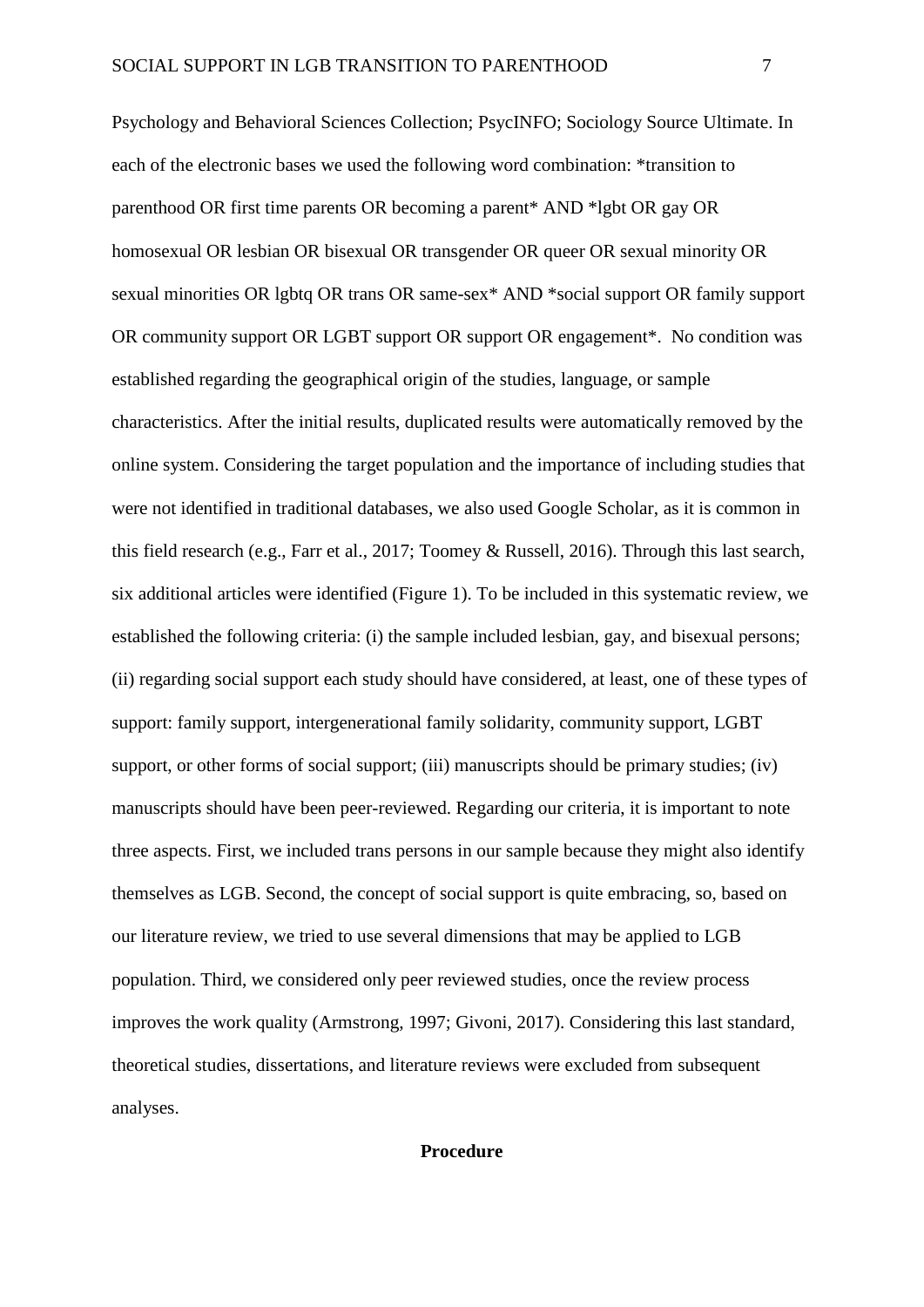Psychology and Behavioral Sciences Collection; PsycINFO; Sociology Source Ultimate. In each of the electronic bases we used the following word combination: *transition to parenthood OR first time parents OR becoming a parent* AND *lgbt OR gay OR homosexual OR lesbian OR bisexual OR transgender OR queer OR sexual minority OR sexual minorities OR lgbtq OR trans OR same-sex* AND *social support OR family support OR community support OR LGBT support OR support OR engagement*. No condition was established regarding the geographical origin of the studies, language, or sample characteristics. After the initial results, duplicated results were automatically removed by the online system. Considering the target population and the importance of including studies that were not identified in traditional databases, we also used Google Scholar, as it is common in this field research (e.g., Farr et al., 2017; Toomey & Russell, 2016). Through this last search, six additional articles were identified (Figure 1). To be included in this systematic review, we established the following criteria: (i) the sample included lesbian, gay, and bisexual persons; (ii) regarding social support each study should have considered, at least, one of these types of support: family support, intergenerational family solidarity, community support, LGBT support, or other forms of social support; (iii) manuscripts should be primary studies; (iv) manuscripts should have been peer-reviewed. Regarding our criteria, it is important to note three aspects. First, we included trans persons in our sample because they might also identify themselves as LGB. Second, the concept of social support is quite embracing, so, based on our literature review, we tried to use several dimensions that may be applied to LGB population. Third, we considered only peer reviewed studies, once the review process improves the work quality (Armstrong, 1997; Givoni, 2017). Considering this last standard, theoretical studies, dissertations, and literature reviews were excluded from subsequent analyses.

**Procedure**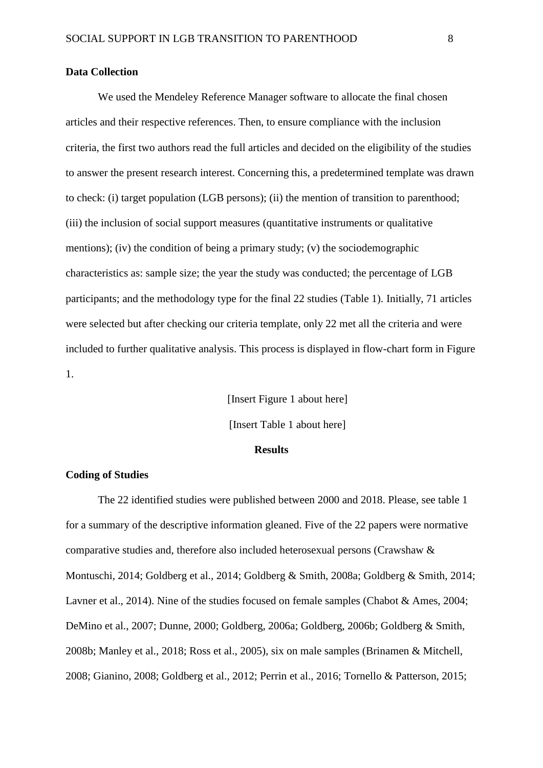## Data Collection

We used the Mendeley Reference Manager software to allocate the final chosen articles and their respective references. Then, to ensure compliance with the inclusion criteria, the first two authors read the full articles and decided on the eligibility of the studies to answer the present research interest. Concerning this, a predetermined template was drawn to check: (i) target population (LGB persons); (ii) the mention of transition to parenthood; (iii) the inclusion of social support measures (quantitative instruments or qualitative mentions); (iv) the condition of being a primary study; (v) the sociodemographic characteristics as: sample size; the year the study was conducted; the percentage of LGB participants; and the methodology type for the final 22 studies (Table 1). Initially, 71 articles were selected but after checking our criteria template, only 22 met all the criteria and were included to further qualitative analysis. This process is displayed in flow-chart form in Figure 1.

[Insert Figure 1 about here]

[Insert Table 1 about here]

# Results

## Coding of Studies

The 22 identified studies were published between 2000 and 2018. Please, see table 1 for a summary of the descriptive information gleaned. Five of the 22 papers were normative comparative studies and, therefore also included heterosexual persons (Crawshaw & Montuschi, 2014; Goldberg et al., 2014; Goldberg & Smith, 2008a; Goldberg & Smith, 2014; Lavner et al., 2014). Nine of the studies focused on female samples (Chabot & Ames, 2004; DeMino et al., 2007; Dunne, 2000; Goldberg, 2006a; Goldberg, 2006b; Goldberg & Smith, 2008b; Manley et al., 2018; Ross et al., 2005), six on male samples (Brinamen & Mitchell, 2008; Gianino, 2008; Goldberg et al., 2012; Perrin et al., 2016; Tornello & Patterson, 2015;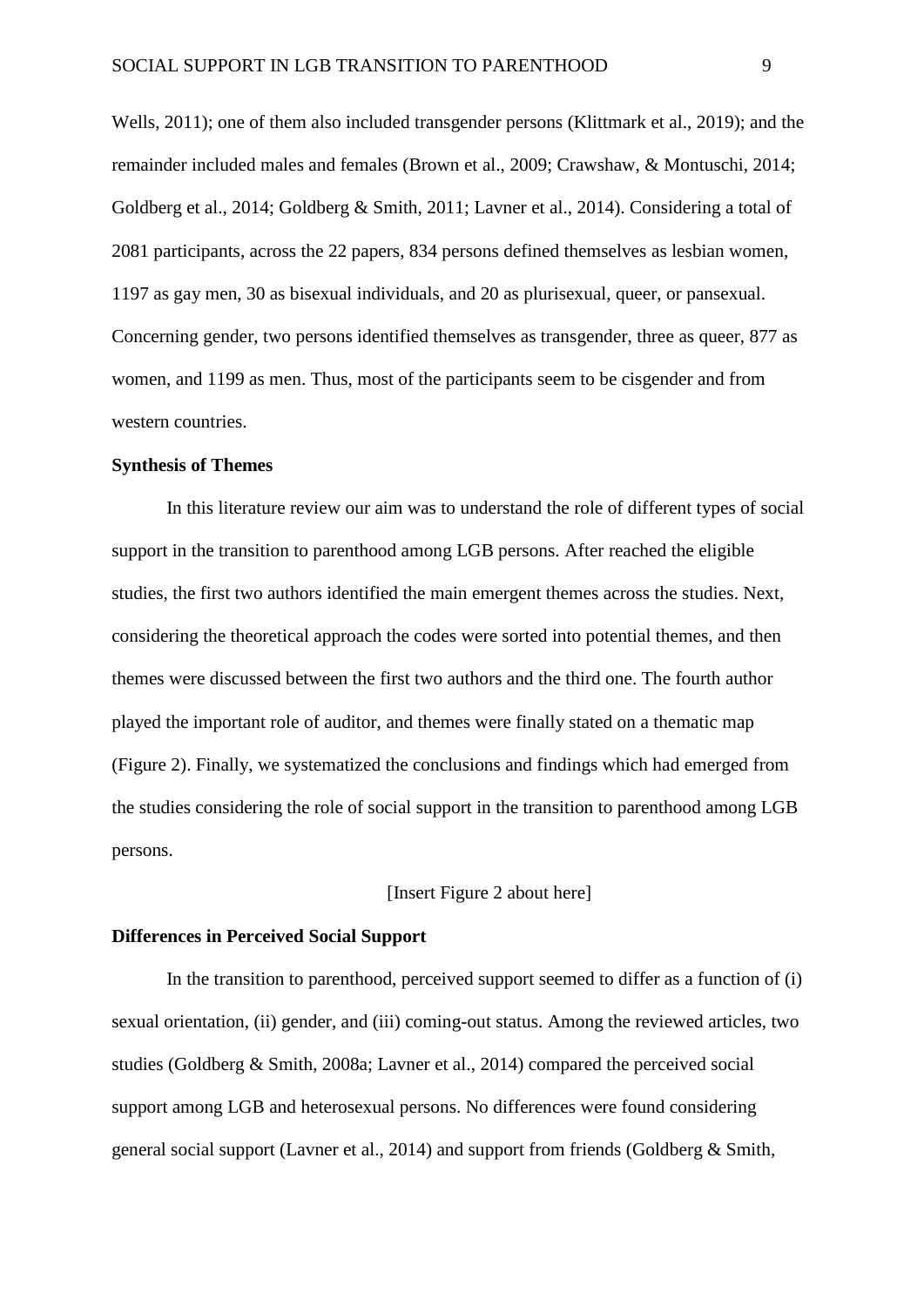Wells, 2011); one of them also included transgender persons (Klittmark et al., 2019); and the remainder included males and females (Brown et al., 2009; Crawshaw, & Montuschi, 2014; Goldberg et al., 2014; Goldberg & Smith, 2011; Lavner et al., 2014). Considering a total of 2081 participants, across the 22 papers, 834 persons defined themselves as lesbian women, 1197 as gay men, 30 as bisexual individuals, and 20 as plurisexual, queer, or pansexual. Concerning gender, two persons identified themselves as transgender, three as queer, 877 as women, and 1199 as men. Thus, most of the participants seem to be cisgender and from western countries.

**Synthesis of Themes**

In this literature review our aim was to understand the role of different types of social support in the transition to parenthood among LGB persons. After reached the eligible studies, the first two authors identified the main emergent themes across the studies. Next, considering the theoretical approach the codes were sorted into potential themes, and then themes were discussed between the first two authors and the third one. The fourth author played the important role of auditor, and themes were finally stated on a thematic map (Figure 2). Finally, we systematized the conclusions and findings which had emerged from the studies considering the role of social support in the transition to parenthood among LGB persons.

[Insert Figure 2 about here]

**Differences in Perceived Social Support**

In the transition to parenthood, perceived support seemed to differ as a function of (i) sexual orientation, (ii) gender, and (iii) coming-out status. Among the reviewed articles, two studies (Goldberg & Smith, 2008a; Lavner et al., 2014) compared the perceived social support among LGB and heterosexual persons. No differences were found considering general social support (Lavner et al., 2014) and support from friends (Goldberg & Smith,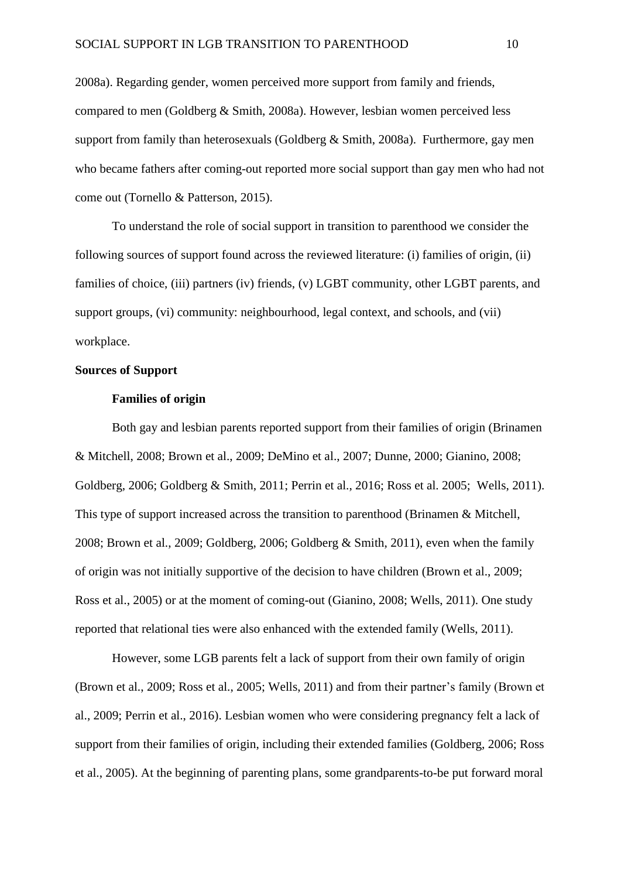2008a). Regarding gender, women perceived more support from family and friends, compared to men (Goldberg & Smith, 2008a). However, lesbian women perceived less support from family than heterosexuals (Goldberg & Smith, 2008a). Furthermore, gay men who became fathers after coming-out reported more social support than gay men who had not come out (Tornello & Patterson, 2015).

To understand the role of social support in transition to parenthood we consider the following sources of support found across the reviewed literature: (i) families of origin, (ii) families of choice, (iii) partners (iv) friends, (v) LGBT community, other LGBT parents, and support groups, (vi) community: neighbourhood, legal context, and schools, and (vii) workplace.

## Sources of Support

### Families of origin

Both gay and lesbian parents reported support from their families of origin (Brinamen & Mitchell, 2008; Brown et al., 2009; DeMino et al., 2007; Dunne, 2000; Gianino, 2008; Goldberg, 2006; Goldberg & Smith, 2011; Perrin et al., 2016; Ross et al. 2005; Wells, 2011). This type of support increased across the transition to parenthood (Brinamen & Mitchell, 2008; Brown et al., 2009; Goldberg, 2006; Goldberg & Smith, 2011), even when the family of origin was not initially supportive of the decision to have children (Brown et al., 2009; Ross et al., 2005) or at the moment of coming-out (Gianino, 2008; Wells, 2011). One study reported that relational ties were also enhanced with the extended family (Wells, 2011).

However, some LGB parents felt a lack of support from their own family of origin (Brown et al., 2009; Ross et al., 2005; Wells, 2011) and from their partner's family (Brown et al., 2009; Perrin et al., 2016). Lesbian women who were considering pregnancy felt a lack of support from their families of origin, including their extended families (Goldberg, 2006; Ross et al., 2005). At the beginning of parenting plans, some grandparents-to-be put forward moral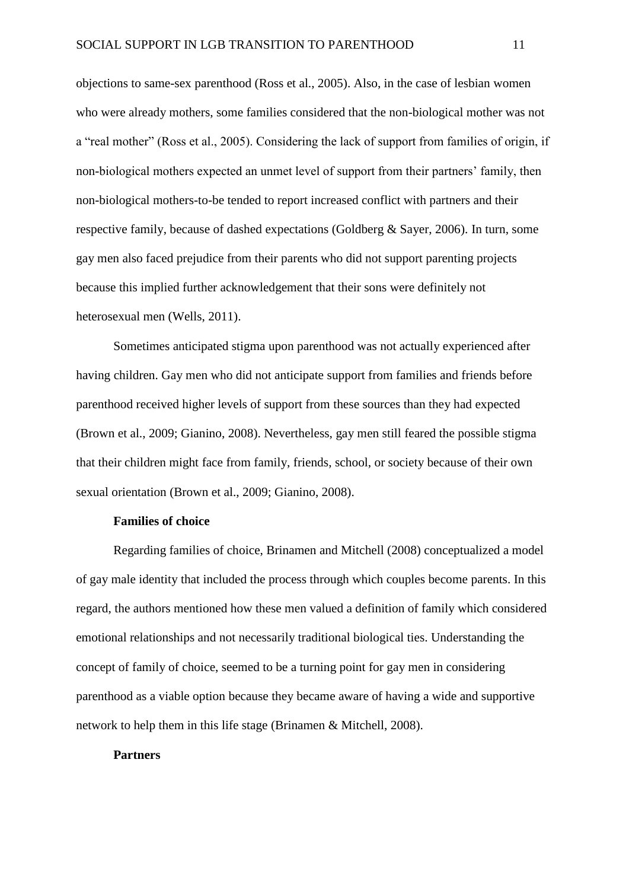objections to same-sex parenthood (Ross et al., 2005). Also, in the case of lesbian women who were already mothers, some families considered that the non-biological mother was not a "real mother" (Ross et al., 2005). Considering the lack of support from families of origin, if non-biological mothers expected an unmet level of support from their partners' family, then non-biological mothers-to-be tended to report increased conflict with partners and their respective family, because of dashed expectations (Goldberg & Sayer, 2006). In turn, some gay men also faced prejudice from their parents who did not support parenting projects because this implied further acknowledgement that their sons were definitely not heterosexual men (Wells, 2011).

Sometimes anticipated stigma upon parenthood was not actually experienced after having children. Gay men who did not anticipate support from families and friends before parenthood received higher levels of support from these sources than they had expected (Brown et al., 2009; Gianino, 2008). Nevertheless, gay men still feared the possible stigma that their children might face from family, friends, school, or society because of their own sexual orientation (Brown et al., 2009; Gianino, 2008).

**Families of choice**

Regarding families of choice, Brinamen and Mitchell (2008) conceptualized a model of gay male identity that included the process through which couples become parents. In this regard, the authors mentioned how these men valued a definition of family which considered emotional relationships and not necessarily traditional biological ties. Understanding the concept of family of choice, seemed to be a turning point for gay men in considering parenthood as a viable option because they became aware of having a wide and supportive network to help them in this life stage (Brinamen & Mitchell, 2008).

**Partners**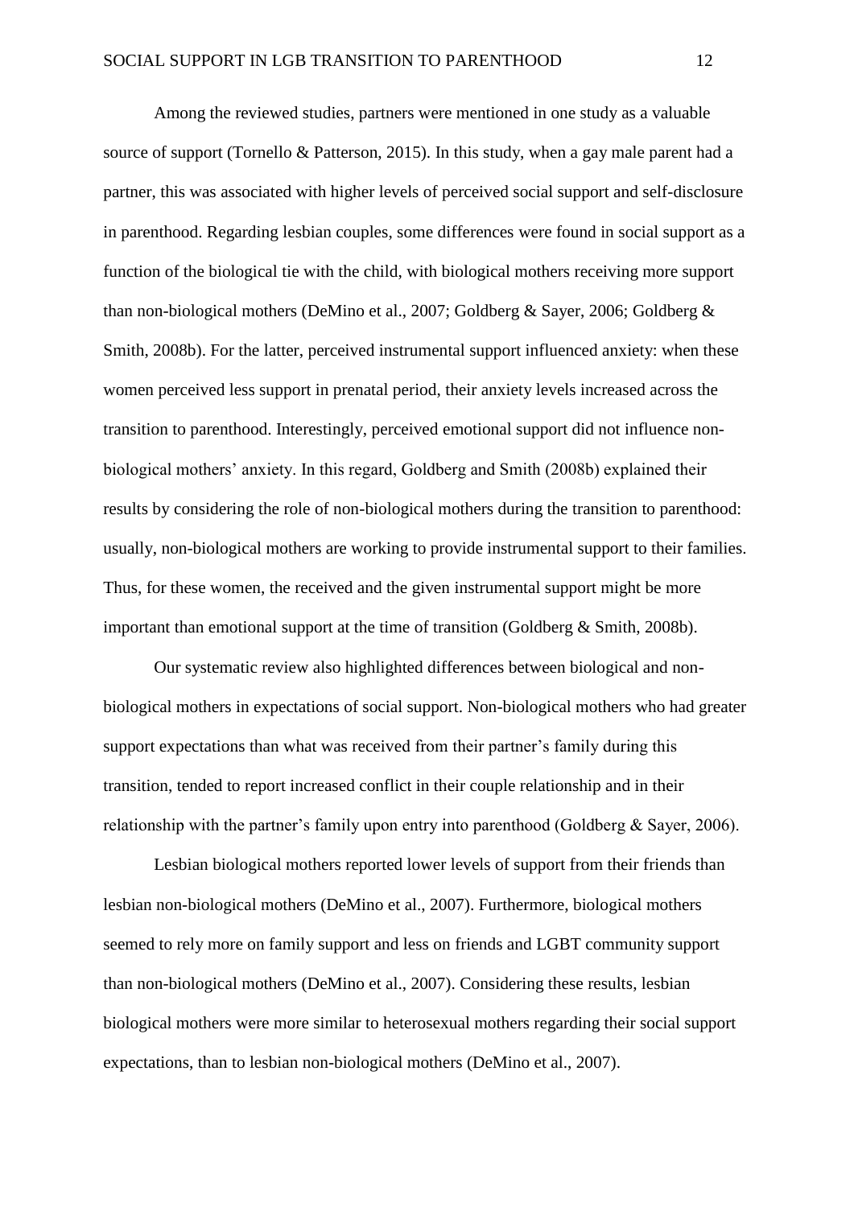Among the reviewed studies, partners were mentioned in one study as a valuable source of support (Tornello & Patterson, 2015). In this study, when a gay male parent had a partner, this was associated with higher levels of perceived social support and self-disclosure in parenthood. Regarding lesbian couples, some differences were found in social support as a function of the biological tie with the child, with biological mothers receiving more support than non-biological mothers (DeMino et al., 2007; Goldberg & Sayer, 2006; Goldberg & Smith, 2008b). For the latter, perceived instrumental support influenced anxiety: when these women perceived less support in prenatal period, their anxiety levels increased across the transition to parenthood. Interestingly, perceived emotional support did not influence non-biological mothers' anxiety. In this regard, Goldberg and Smith (2008b) explained their results by considering the role of non-biological mothers during the transition to parenthood: usually, non-biological mothers are working to provide instrumental support to their families. Thus, for these women, the received and the given instrumental support might be more important than emotional support at the time of transition (Goldberg & Smith, 2008b).

Our systematic review also highlighted differences between biological and non-biological mothers in expectations of social support. Non-biological mothers who had greater support expectations than what was received from their partner's family during this transition, tended to report increased conflict in their couple relationship and in their relationship with the partner's family upon entry into parenthood (Goldberg & Sayer, 2006).

Lesbian biological mothers reported lower levels of support from their friends than lesbian non-biological mothers (DeMino et al., 2007). Furthermore, biological mothers seemed to rely more on family support and less on friends and LGBT community support than non-biological mothers (DeMino et al., 2007). Considering these results, lesbian biological mothers were more similar to heterosexual mothers regarding their social support expectations, than to lesbian non-biological mothers (DeMino et al., 2007).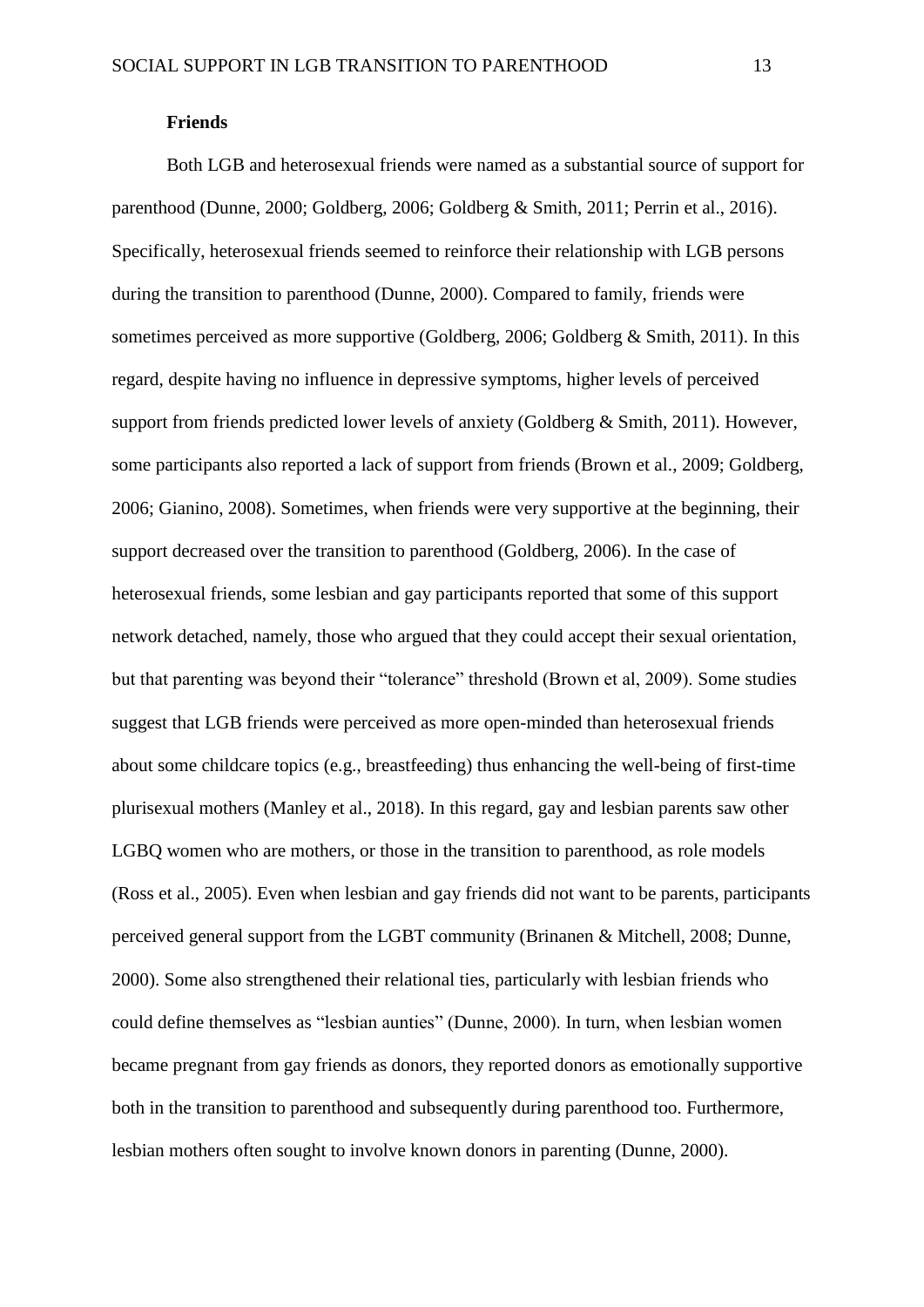### Friends

Both LGB and heterosexual friends were named as a substantial source of support for parenthood (Dunne, 2000; Goldberg, 2006; Goldberg & Smith, 2011; Perrin et al., 2016). Specifically, heterosexual friends seemed to reinforce their relationship with LGB persons during the transition to parenthood (Dunne, 2000). Compared to family, friends were sometimes perceived as more supportive (Goldberg, 2006; Goldberg & Smith, 2011). In this regard, despite having no influence in depressive symptoms, higher levels of perceived support from friends predicted lower levels of anxiety (Goldberg & Smith, 2011). However, some participants also reported a lack of support from friends (Brown et al., 2009; Goldberg, 2006; Gianino, 2008). Sometimes, when friends were very supportive at the beginning, their support decreased over the transition to parenthood (Goldberg, 2006). In the case of heterosexual friends, some lesbian and gay participants reported that some of this support network detached, namely, those who argued that they could accept their sexual orientation, but that parenting was beyond their "tolerance" threshold (Brown et al, 2009). Some studies suggest that LGB friends were perceived as more open-minded than heterosexual friends about some childcare topics (e.g., breastfeeding) thus enhancing the well-being of first-time plurisexual mothers (Manley et al., 2018). In this regard, gay and lesbian parents saw other LGBQ women who are mothers, or those in the transition to parenthood, as role models (Ross et al., 2005). Even when lesbian and gay friends did not want to be parents, participants perceived general support from the LGBT community (Brinanen & Mitchell, 2008; Dunne, 2000). Some also strengthened their relational ties, particularly with lesbian friends who could define themselves as "lesbian aunties" (Dunne, 2000). In turn, when lesbian women became pregnant from gay friends as donors, they reported donors as emotionally supportive both in the transition to parenthood and subsequently during parenthood too. Furthermore, lesbian mothers often sought to involve known donors in parenting (Dunne, 2000).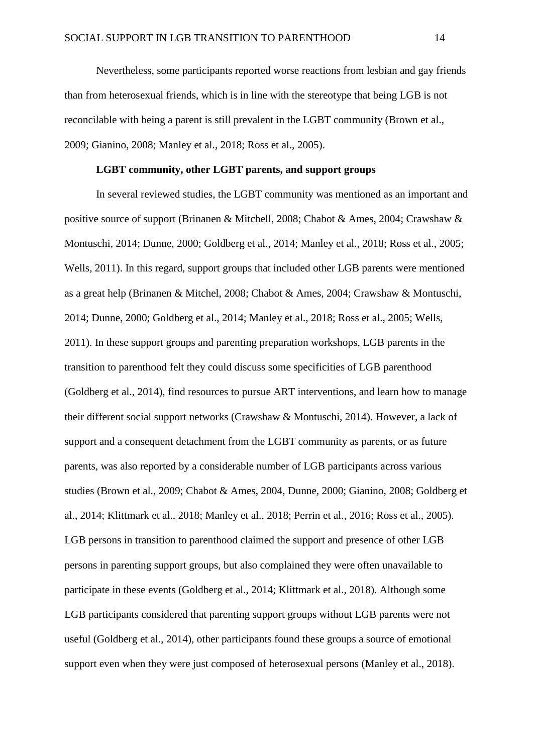Nevertheless, some participants reported worse reactions from lesbian and gay friends than from heterosexual friends, which is in line with the stereotype that being LGB is not reconcilable with being a parent is still prevalent in the LGBT community (Brown et al., 2009; Gianino, 2008; Manley et al., 2018; Ross et al., 2005).

### LGBT community, other LGBT parents, and support groups

In several reviewed studies, the LGBT community was mentioned as an important and positive source of support (Brinanen & Mitchell, 2008; Chabot & Ames, 2004; Crawshaw & Montuschi, 2014; Dunne, 2000; Goldberg et al., 2014; Manley et al., 2018; Ross et al., 2005; Wells, 2011). In this regard, support groups that included other LGB parents were mentioned as a great help (Brinanen & Mitchel, 2008; Chabot & Ames, 2004; Crawshaw & Montuschi, 2014; Dunne, 2000; Goldberg et al., 2014; Manley et al., 2018; Ross et al., 2005; Wells, 2011). In these support groups and parenting preparation workshops, LGB parents in the transition to parenthood felt they could discuss some specificities of LGB parenthood (Goldberg et al., 2014), find resources to pursue ART interventions, and learn how to manage their different social support networks (Crawshaw & Montuschi, 2014). However, a lack of support and a consequent detachment from the LGBT community as parents, or as future parents, was also reported by a considerable number of LGB participants across various studies (Brown et al., 2009; Chabot & Ames, 2004, Dunne, 2000; Gianino, 2008; Goldberg et al., 2014; Klittmark et al., 2018; Manley et al., 2018; Perrin et al., 2016; Ross et al., 2005). LGB persons in transition to parenthood claimed the support and presence of other LGB persons in parenting support groups, but also complained they were often unavailable to participate in these events (Goldberg et al., 2014; Klittmark et al., 2018). Although some LGB participants considered that parenting support groups without LGB parents were not useful (Goldberg et al., 2014), other participants found these groups a source of emotional support even when they were just composed of heterosexual persons (Manley et al., 2018).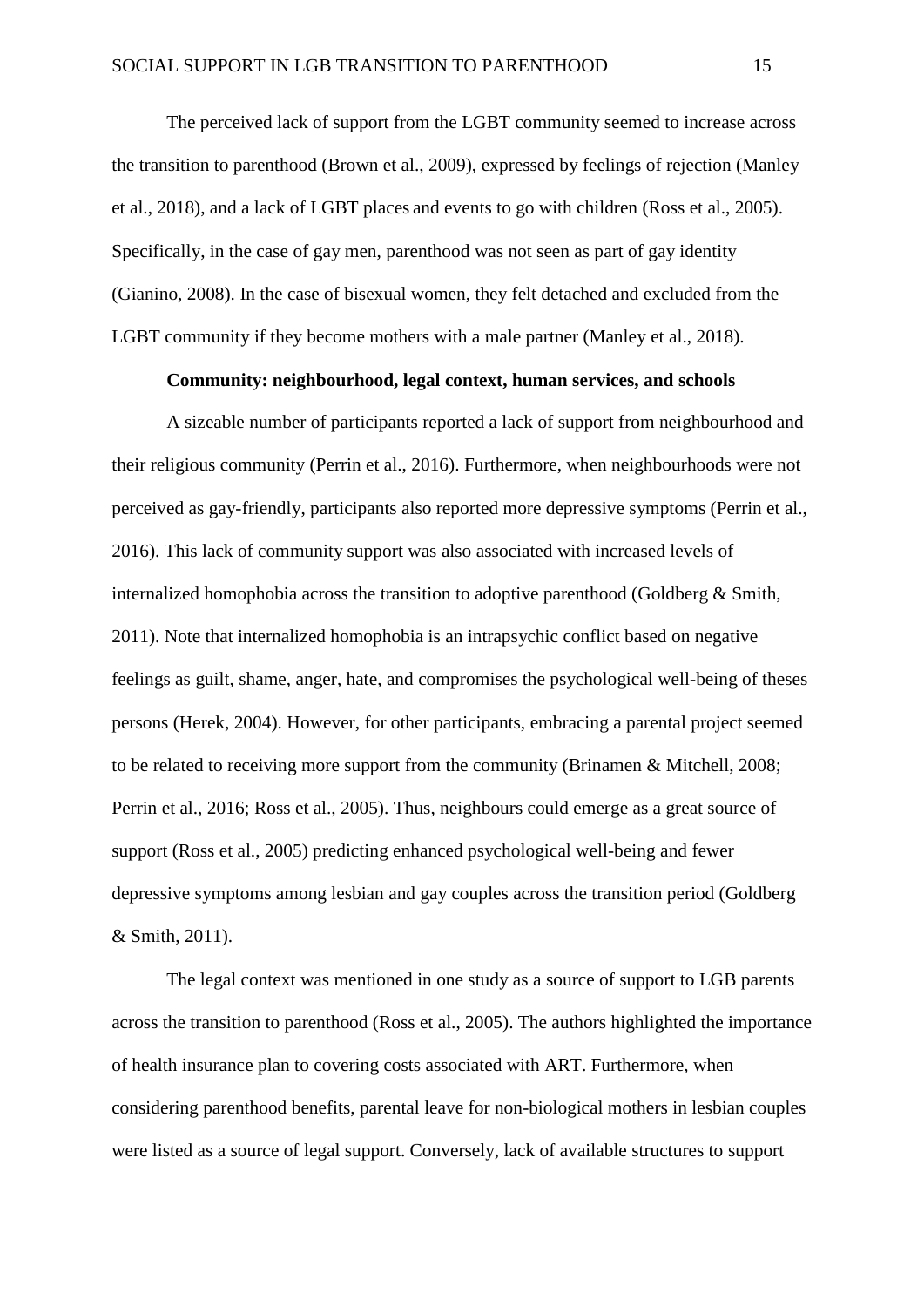The perceived lack of support from the LGBT community seemed to increase across the transition to parenthood (Brown et al., 2009), expressed by feelings of rejection (Manley et al., 2018), and a lack of LGBT places and events to go with children (Ross et al., 2005). Specifically, in the case of gay men, parenthood was not seen as part of gay identity (Gianino, 2008). In the case of bisexual women, they felt detached and excluded from the LGBT community if they become mothers with a male partner (Manley et al., 2018).

### Community: neighbourhood, legal context, human services, and schools

A sizeable number of participants reported a lack of support from neighbourhood and their religious community (Perrin et al., 2016). Furthermore, when neighbourhoods were not perceived as gay-friendly, participants also reported more depressive symptoms (Perrin et al., 2016). This lack of community support was also associated with increased levels of internalized homophobia across the transition to adoptive parenthood (Goldberg & Smith, 2011). Note that internalized homophobia is an intrapsychic conflict based on negative feelings as guilt, shame, anger, hate, and compromises the psychological well-being of theses persons (Herek, 2004). However, for other participants, embracing a parental project seemed to be related to receiving more support from the community (Brinamen & Mitchell, 2008; Perrin et al., 2016; Ross et al., 2005). Thus, neighbours could emerge as a great source of support (Ross et al., 2005) predicting enhanced psychological well-being and fewer depressive symptoms among lesbian and gay couples across the transition period (Goldberg & Smith, 2011).

The legal context was mentioned in one study as a source of support to LGB parents across the transition to parenthood (Ross et al., 2005). The authors highlighted the importance of health insurance plan to covering costs associated with ART. Furthermore, when considering parenthood benefits, parental leave for non-biological mothers in lesbian couples were listed as a source of legal support. Conversely, lack of available structures to support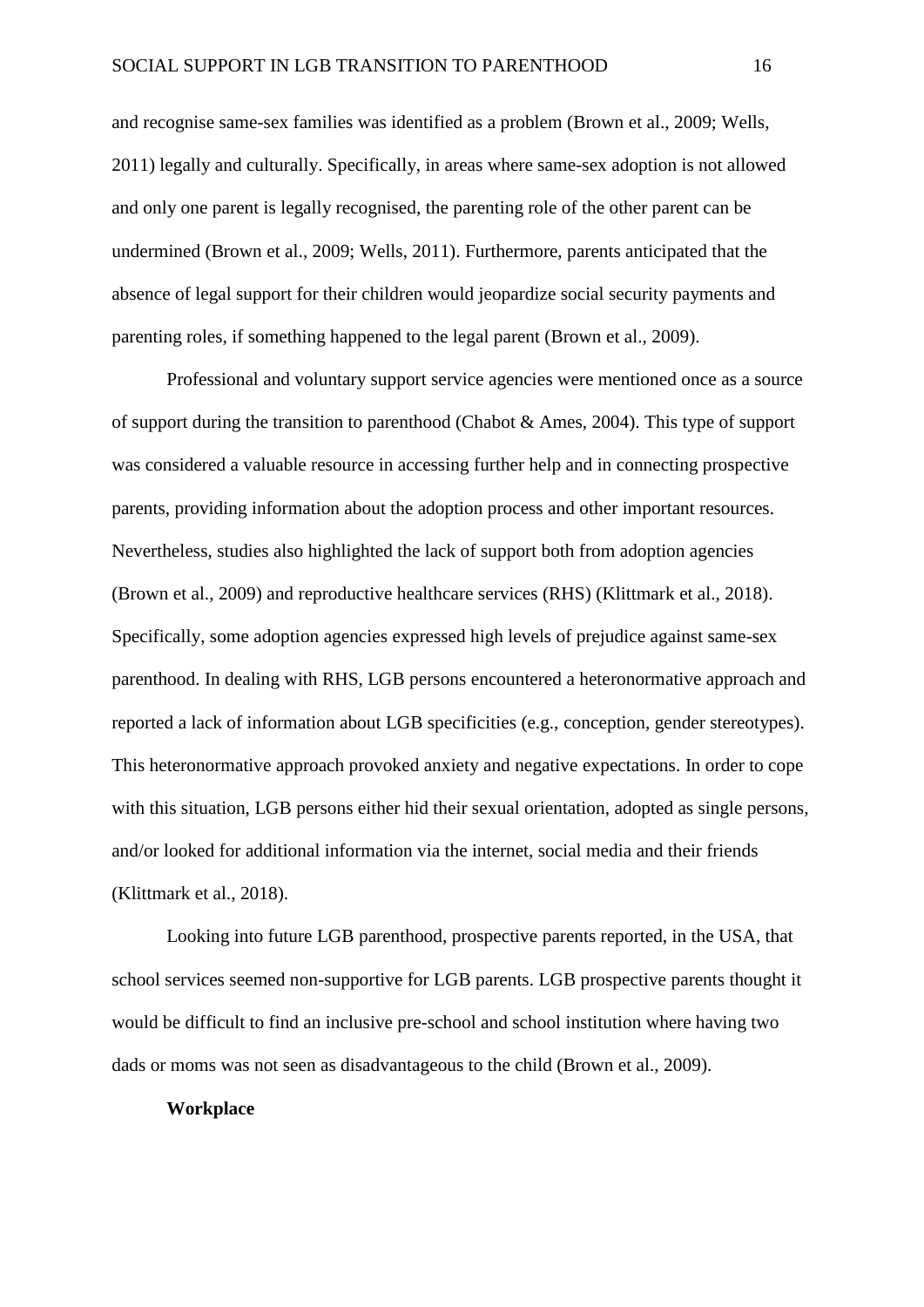and recognise same-sex families was identified as a problem (Brown et al., 2009; Wells, 2011) legally and culturally. Specifically, in areas where same-sex adoption is not allowed and only one parent is legally recognised, the parenting role of the other parent can be undermined (Brown et al., 2009; Wells, 2011). Furthermore, parents anticipated that the absence of legal support for their children would jeopardize social security payments and parenting roles, if something happened to the legal parent (Brown et al., 2009).

Professional and voluntary support service agencies were mentioned once as a source of support during the transition to parenthood (Chabot & Ames, 2004). This type of support was considered a valuable resource in accessing further help and in connecting prospective parents, providing information about the adoption process and other important resources. Nevertheless, studies also highlighted the lack of support both from adoption agencies (Brown et al., 2009) and reproductive healthcare services (RHS) (Klittmark et al., 2018). Specifically, some adoption agencies expressed high levels of prejudice against same-sex parenthood. In dealing with RHS, LGB persons encountered a heteronormative approach and reported a lack of information about LGB specificities (e.g., conception, gender stereotypes). This heteronormative approach provoked anxiety and negative expectations. In order to cope with this situation, LGB persons either hid their sexual orientation, adopted as single persons, and/or looked for additional information via the internet, social media and their friends (Klittmark et al., 2018).

Looking into future LGB parenthood, prospective parents reported, in the USA, that school services seemed non-supportive for LGB parents. LGB prospective parents thought it would be difficult to find an inclusive pre-school and school institution where having two dads or moms was not seen as disadvantageous to the child (Brown et al., 2009).

**Workplace**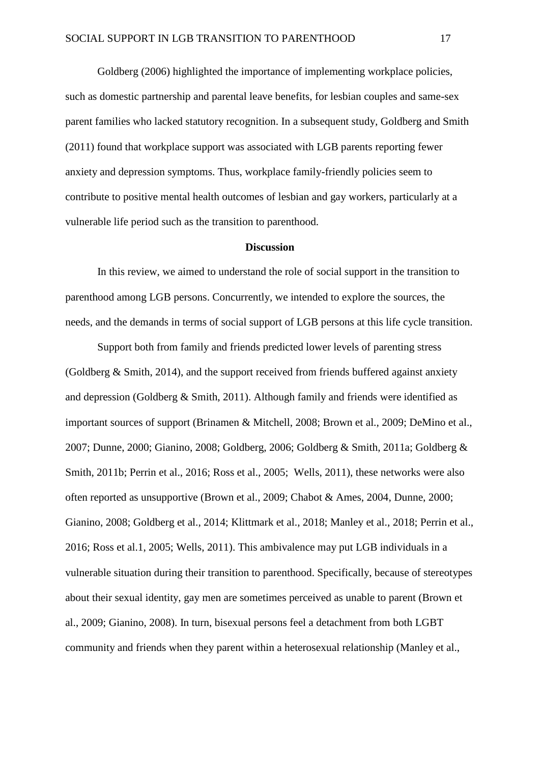Goldberg (2006) highlighted the importance of implementing workplace policies, such as domestic partnership and parental leave benefits, for lesbian couples and same-sex parent families who lacked statutory recognition. In a subsequent study, Goldberg and Smith (2011) found that workplace support was associated with LGB parents reporting fewer anxiety and depression symptoms. Thus, workplace family-friendly policies seem to contribute to positive mental health outcomes of lesbian and gay workers, particularly at a vulnerable life period such as the transition to parenthood.

## Discussion

In this review, we aimed to understand the role of social support in the transition to parenthood among LGB persons. Concurrently, we intended to explore the sources, the needs, and the demands in terms of social support of LGB persons at this life cycle transition.

Support both from family and friends predicted lower levels of parenting stress (Goldberg & Smith, 2014), and the support received from friends buffered against anxiety and depression (Goldberg & Smith, 2011). Although family and friends were identified as important sources of support (Brinamen & Mitchell, 2008; Brown et al., 2009; DeMino et al., 2007; Dunne, 2000; Gianino, 2008; Goldberg, 2006; Goldberg & Smith, 2011a; Goldberg & Smith, 2011b; Perrin et al., 2016; Ross et al., 2005; Wells, 2011), these networks were also often reported as unsupportive (Brown et al., 2009; Chabot & Ames, 2004, Dunne, 2000; Gianino, 2008; Goldberg et al., 2014; Klittmark et al., 2018; Manley et al., 2018; Perrin et al., 2016; Ross et al.1, 2005; Wells, 2011). This ambivalence may put LGB individuals in a vulnerable situation during their transition to parenthood. Specifically, because of stereotypes about their sexual identity, gay men are sometimes perceived as unable to parent (Brown et al., 2009; Gianino, 2008). In turn, bisexual persons feel a detachment from both LGBT community and friends when they parent within a heterosexual relationship (Manley et al.,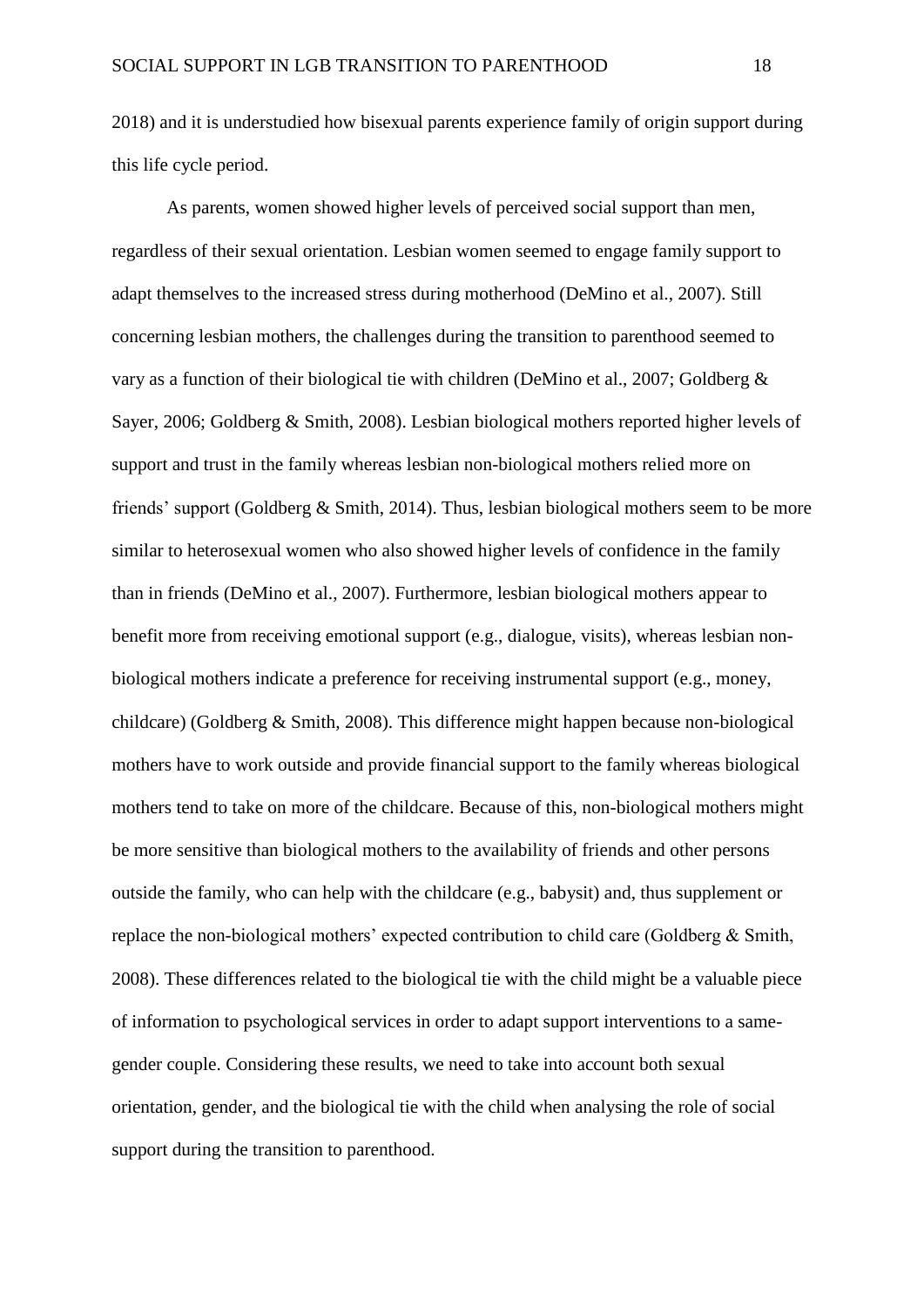2018) and it is understudied how bisexual parents experience family of origin support during this life cycle period.

As parents, women showed higher levels of perceived social support than men, regardless of their sexual orientation. Lesbian women seemed to engage family support to adapt themselves to the increased stress during motherhood (DeMino et al., 2007). Still concerning lesbian mothers, the challenges during the transition to parenthood seemed to vary as a function of their biological tie with children (DeMino et al., 2007; Goldberg & Sayer, 2006; Goldberg & Smith, 2008). Lesbian biological mothers reported higher levels of support and trust in the family whereas lesbian non-biological mothers relied more on friends' support (Goldberg & Smith, 2014). Thus, lesbian biological mothers seem to be more similar to heterosexual women who also showed higher levels of confidence in the family than in friends (DeMino et al., 2007). Furthermore, lesbian biological mothers appear to benefit more from receiving emotional support (e.g., dialogue, visits), whereas lesbian non-biological mothers indicate a preference for receiving instrumental support (e.g., money, childcare) (Goldberg & Smith, 2008). This difference might happen because non-biological mothers have to work outside and provide financial support to the family whereas biological mothers tend to take on more of the childcare. Because of this, non-biological mothers might be more sensitive than biological mothers to the availability of friends and other persons outside the family, who can help with the childcare (e.g., babysit) and, thus supplement or replace the non-biological mothers' expected contribution to child care (Goldberg & Smith, 2008). These differences related to the biological tie with the child might be a valuable piece of information to psychological services in order to adapt support interventions to a same-gender couple. Considering these results, we need to take into account both sexual orientation, gender, and the biological tie with the child when analysing the role of social support during the transition to parenthood.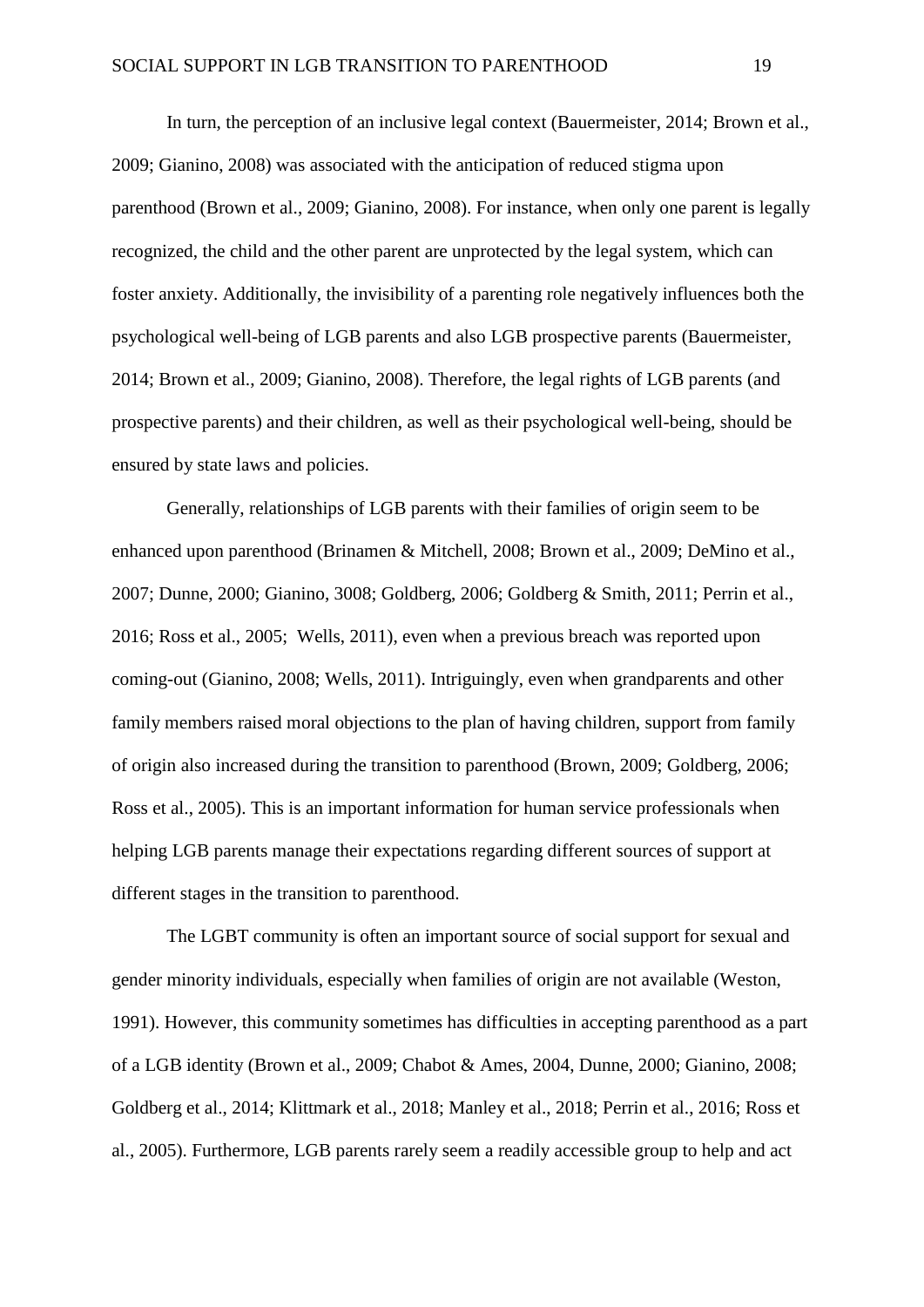In turn, the perception of an inclusive legal context (Bauermeister, 2014; Brown et al., 2009; Gianino, 2008) was associated with the anticipation of reduced stigma upon parenthood (Brown et al., 2009; Gianino, 2008). For instance, when only one parent is legally recognized, the child and the other parent are unprotected by the legal system, which can foster anxiety. Additionally, the invisibility of a parenting role negatively influences both the psychological well-being of LGB parents and also LGB prospective parents (Bauermeister, 2014; Brown et al., 2009; Gianino, 2008). Therefore, the legal rights of LGB parents (and prospective parents) and their children, as well as their psychological well-being, should be ensured by state laws and policies.

Generally, relationships of LGB parents with their families of origin seem to be enhanced upon parenthood (Brinamen & Mitchell, 2008; Brown et al., 2009; DeMino et al., 2007; Dunne, 2000; Gianino, 3008; Goldberg, 2006; Goldberg & Smith, 2011; Perrin et al., 2016; Ross et al., 2005; Wells, 2011), even when a previous breach was reported upon coming-out (Gianino, 2008; Wells, 2011). Intriguingly, even when grandparents and other family members raised moral objections to the plan of having children, support from family of origin also increased during the transition to parenthood (Brown, 2009; Goldberg, 2006; Ross et al., 2005). This is an important information for human service professionals when helping LGB parents manage their expectations regarding different sources of support at different stages in the transition to parenthood.

The LGBT community is often an important source of social support for sexual and gender minority individuals, especially when families of origin are not available (Weston, 1991). However, this community sometimes has difficulties in accepting parenthood as a part of a LGB identity (Brown et al., 2009; Chabot & Ames, 2004, Dunne, 2000; Gianino, 2008; Goldberg et al., 2014; Klittmark et al., 2018; Manley et al., 2018; Perrin et al., 2016; Ross et al., 2005). Furthermore, LGB parents rarely seem a readily accessible group to help and act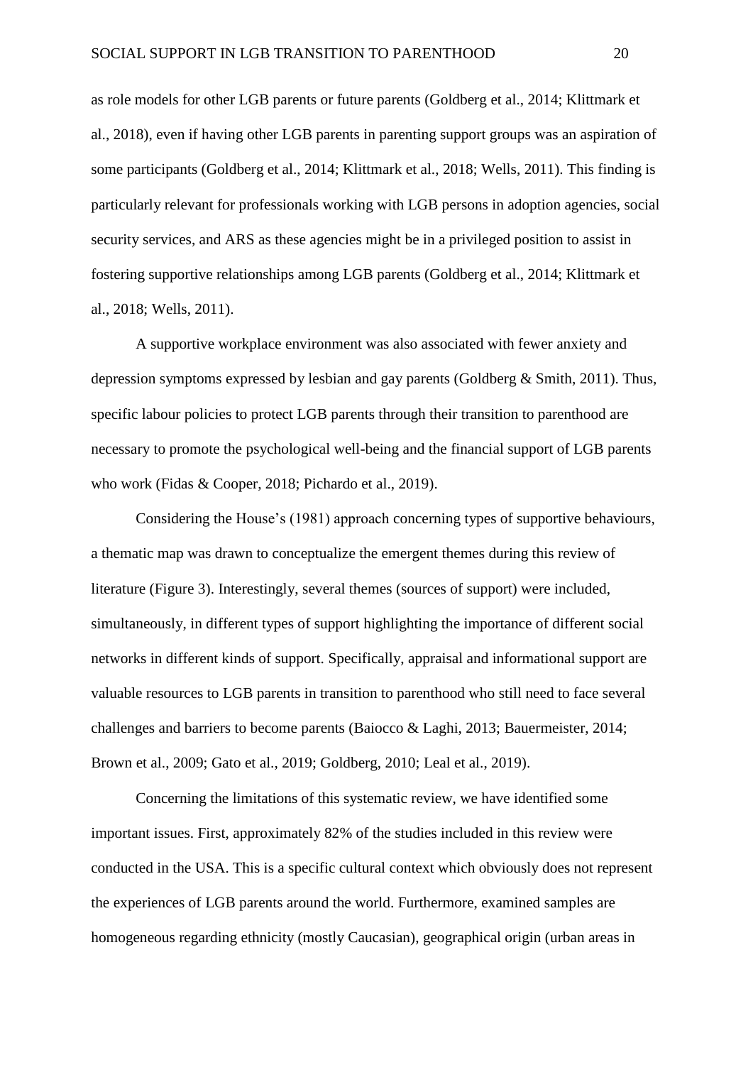as role models for other LGB parents or future parents (Goldberg et al., 2014; Klittmark et al., 2018), even if having other LGB parents in parenting support groups was an aspiration of some participants (Goldberg et al., 2014; Klittmark et al., 2018; Wells, 2011). This finding is particularly relevant for professionals working with LGB persons in adoption agencies, social security services, and ARS as these agencies might be in a privileged position to assist in fostering supportive relationships among LGB parents (Goldberg et al., 2014; Klittmark et al., 2018; Wells, 2011).

A supportive workplace environment was also associated with fewer anxiety and depression symptoms expressed by lesbian and gay parents (Goldberg & Smith, 2011). Thus, specific labour policies to protect LGB parents through their transition to parenthood are necessary to promote the psychological well-being and the financial support of LGB parents who work (Fidas & Cooper, 2018; Pichardo et al., 2019).

Considering the House's (1981) approach concerning types of supportive behaviours, a thematic map was drawn to conceptualize the emergent themes during this review of literature (Figure 3). Interestingly, several themes (sources of support) were included, simultaneously, in different types of support highlighting the importance of different social networks in different kinds of support. Specifically, appraisal and informational support are valuable resources to LGB parents in transition to parenthood who still need to face several challenges and barriers to become parents (Baiocco & Laghi, 2013; Bauermeister, 2014; Brown et al., 2009; Gato et al., 2019; Goldberg, 2010; Leal et al., 2019).

Concerning the limitations of this systematic review, we have identified some important issues. First, approximately 82% of the studies included in this review were conducted in the USA. This is a specific cultural context which obviously does not represent the experiences of LGB parents around the world. Furthermore, examined samples are homogeneous regarding ethnicity (mostly Caucasian), geographical origin (urban areas in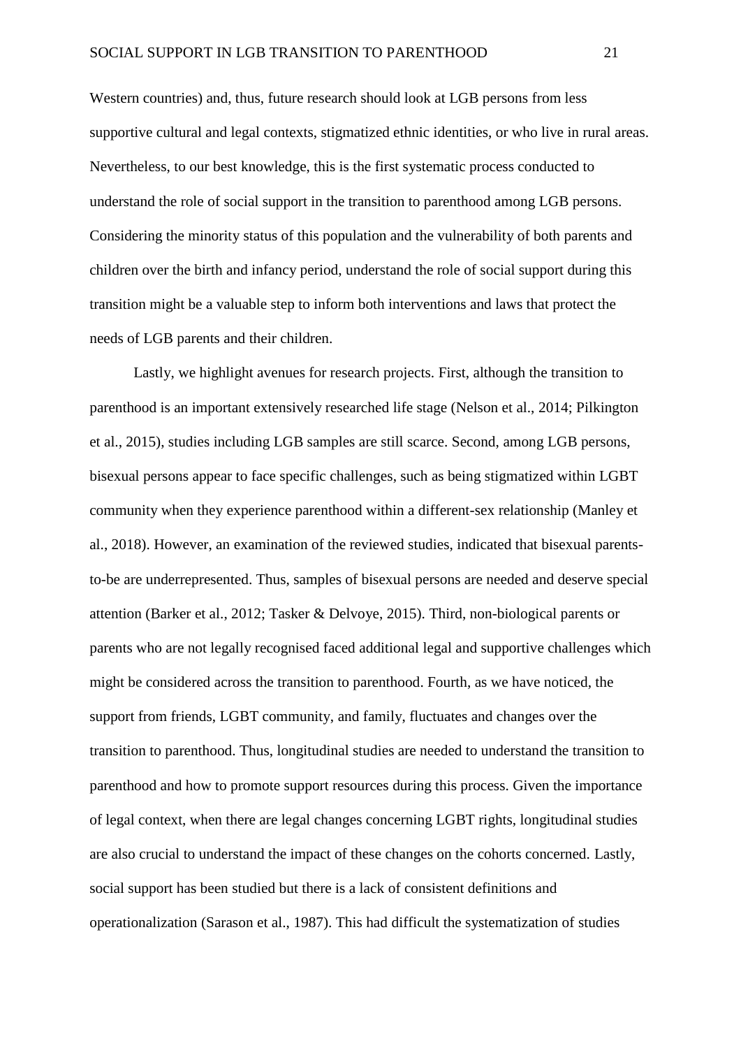Western countries) and, thus, future research should look at LGB persons from less supportive cultural and legal contexts, stigmatized ethnic identities, or who live in rural areas. Nevertheless, to our best knowledge, this is the first systematic process conducted to understand the role of social support in the transition to parenthood among LGB persons. Considering the minority status of this population and the vulnerability of both parents and children over the birth and infancy period, understand the role of social support during this transition might be a valuable step to inform both interventions and laws that protect the needs of LGB parents and their children.

Lastly, we highlight avenues for research projects. First, although the transition to parenthood is an important extensively researched life stage (Nelson et al., 2014; Pilkington et al., 2015), studies including LGB samples are still scarce. Second, among LGB persons, bisexual persons appear to face specific challenges, such as being stigmatized within LGBT community when they experience parenthood within a different-sex relationship (Manley et al., 2018). However, an examination of the reviewed studies, indicated that bisexual parents-to-be are underrepresented. Thus, samples of bisexual persons are needed and deserve special attention (Barker et al., 2012; Tasker & Delvoye, 2015). Third, non-biological parents or parents who are not legally recognised faced additional legal and supportive challenges which might be considered across the transition to parenthood. Fourth, as we have noticed, the support from friends, LGBT community, and family, fluctuates and changes over the transition to parenthood. Thus, longitudinal studies are needed to understand the transition to parenthood and how to promote support resources during this process. Given the importance of legal context, when there are legal changes concerning LGBT rights, longitudinal studies are also crucial to understand the impact of these changes on the cohorts concerned. Lastly, social support has been studied but there is a lack of consistent definitions and operationalization (Sarason et al., 1987). This had difficult the systematization of studies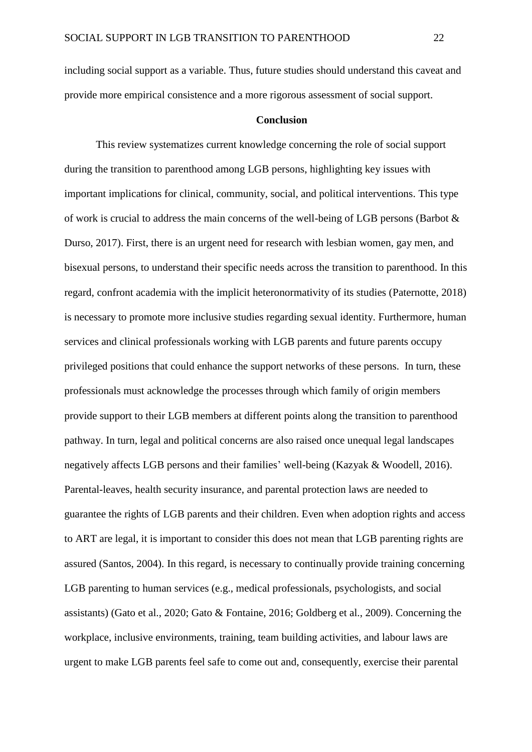including social support as a variable. Thus, future studies should understand this caveat and provide more empirical consistence and a more rigorous assessment of social support.

## Conclusion

This review systematizes current knowledge concerning the role of social support during the transition to parenthood among LGB persons, highlighting key issues with important implications for clinical, community, social, and political interventions. This type of work is crucial to address the main concerns of the well-being of LGB persons (Barbot & Durso, 2017). First, there is an urgent need for research with lesbian women, gay men, and bisexual persons, to understand their specific needs across the transition to parenthood. In this regard, confront academia with the implicit heteronormativity of its studies (Paternotte, 2018) is necessary to promote more inclusive studies regarding sexual identity. Furthermore, human services and clinical professionals working with LGB parents and future parents occupy privileged positions that could enhance the support networks of these persons. In turn, these professionals must acknowledge the processes through which family of origin members provide support to their LGB members at different points along the transition to parenthood pathway. In turn, legal and political concerns are also raised once unequal legal landscapes negatively affects LGB persons and their families' well-being (Kazyak & Woodell, 2016). Parental-leaves, health security insurance, and parental protection laws are needed to guarantee the rights of LGB parents and their children. Even when adoption rights and access to ART are legal, it is important to consider this does not mean that LGB parenting rights are assured (Santos, 2004). In this regard, is necessary to continually provide training concerning LGB parenting to human services (e.g., medical professionals, psychologists, and social assistants) (Gato et al., 2020; Gato & Fontaine, 2016; Goldberg et al., 2009). Concerning the workplace, inclusive environments, training, team building activities, and labour laws are urgent to make LGB parents feel safe to come out and, consequently, exercise their parental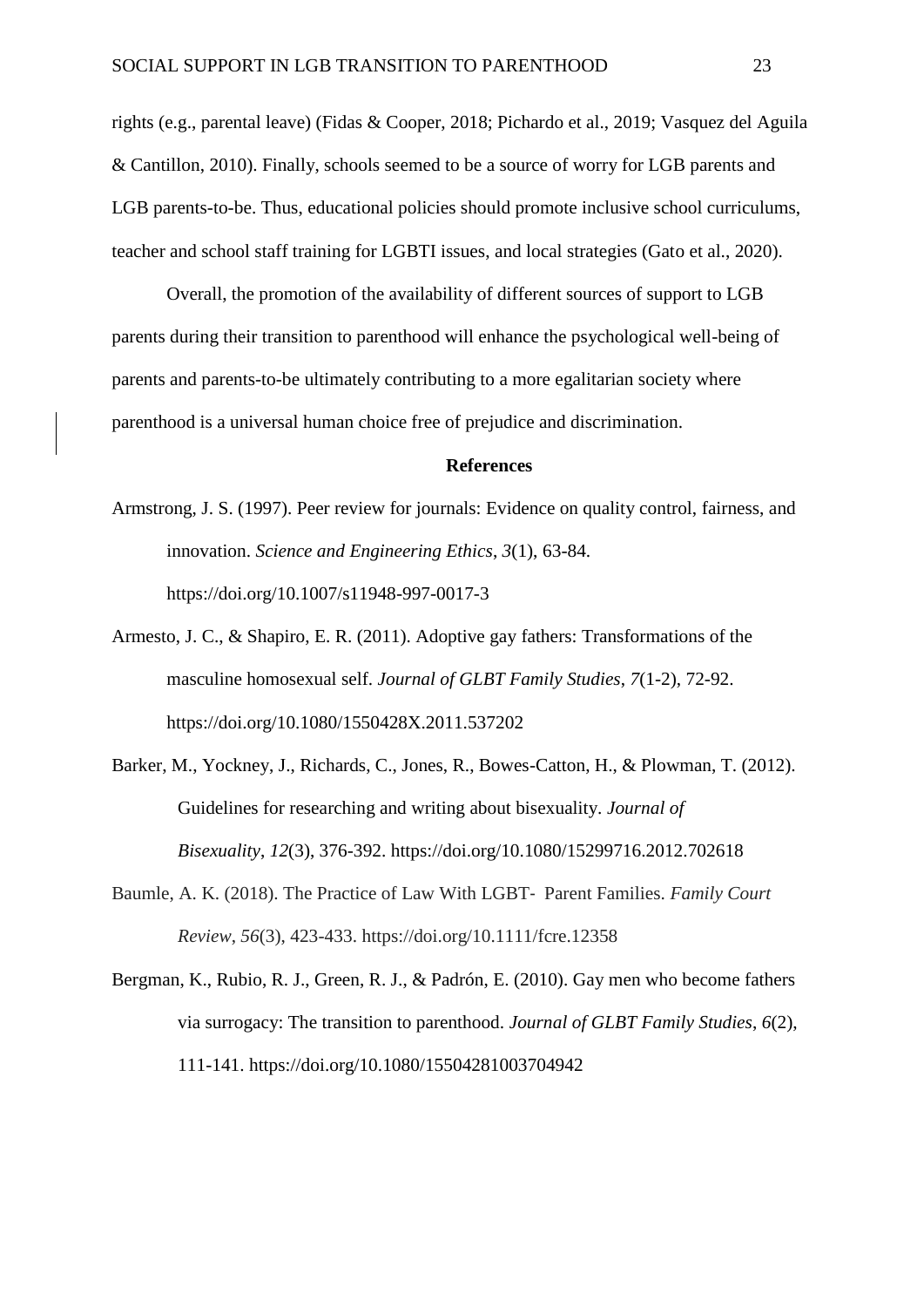rights (e.g., parental leave) (Fidas & Cooper, 2018; Pichardo et al., 2019; Vasquez del Aguila & Cantillon, 2010). Finally, schools seemed to be a source of worry for LGB parents and LGB parents-to-be. Thus, educational policies should promote inclusive school curriculums, teacher and school staff training for LGBTI issues, and local strategies (Gato et al., 2020).

Overall, the promotion of the availability of different sources of support to LGB parents during their transition to parenthood will enhance the psychological well-being of parents and parents-to-be ultimately contributing to a more egalitarian society where parenthood is a universal human choice free of prejudice and discrimination.

## References

Armstrong, J. S. (1997). Peer review for journals: Evidence on quality control, fairness, and innovation. *Science and Engineering Ethics*, *3*(1), 63-84. https://doi.org/10.1007/s11948-997-0017-3

Armesto, J. C., & Shapiro, E. R. (2011). Adoptive gay fathers: Transformations of the masculine homosexual self. *Journal of GLBT Family Studies*, *7*(1-2), 72-92. https://doi.org/10.1080/1550428X.2011.537202

Barker, M., Yockney, J., Richards, C., Jones, R., Bowes-Catton, H., & Plowman, T. (2012). Guidelines for researching and writing about bisexuality. *Journal of Bisexuality*, *12*(3), 376-392. https://doi.org/10.1080/15299716.2012.702618

Baumle, A. K. (2018). The Practice of Law With LGBT- Parent Families. *Family Court Review*, *56*(3), 423-433. https://doi.org/10.1111/fcre.12358

Bergman, K., Rubio, R. J., Green, R. J., & Padrón, E. (2010). Gay men who become fathers via surrogacy: The transition to parenthood. *Journal of GLBT Family Studies*, *6*(2), 111-141. https://doi.org/10.1080/15504281003704942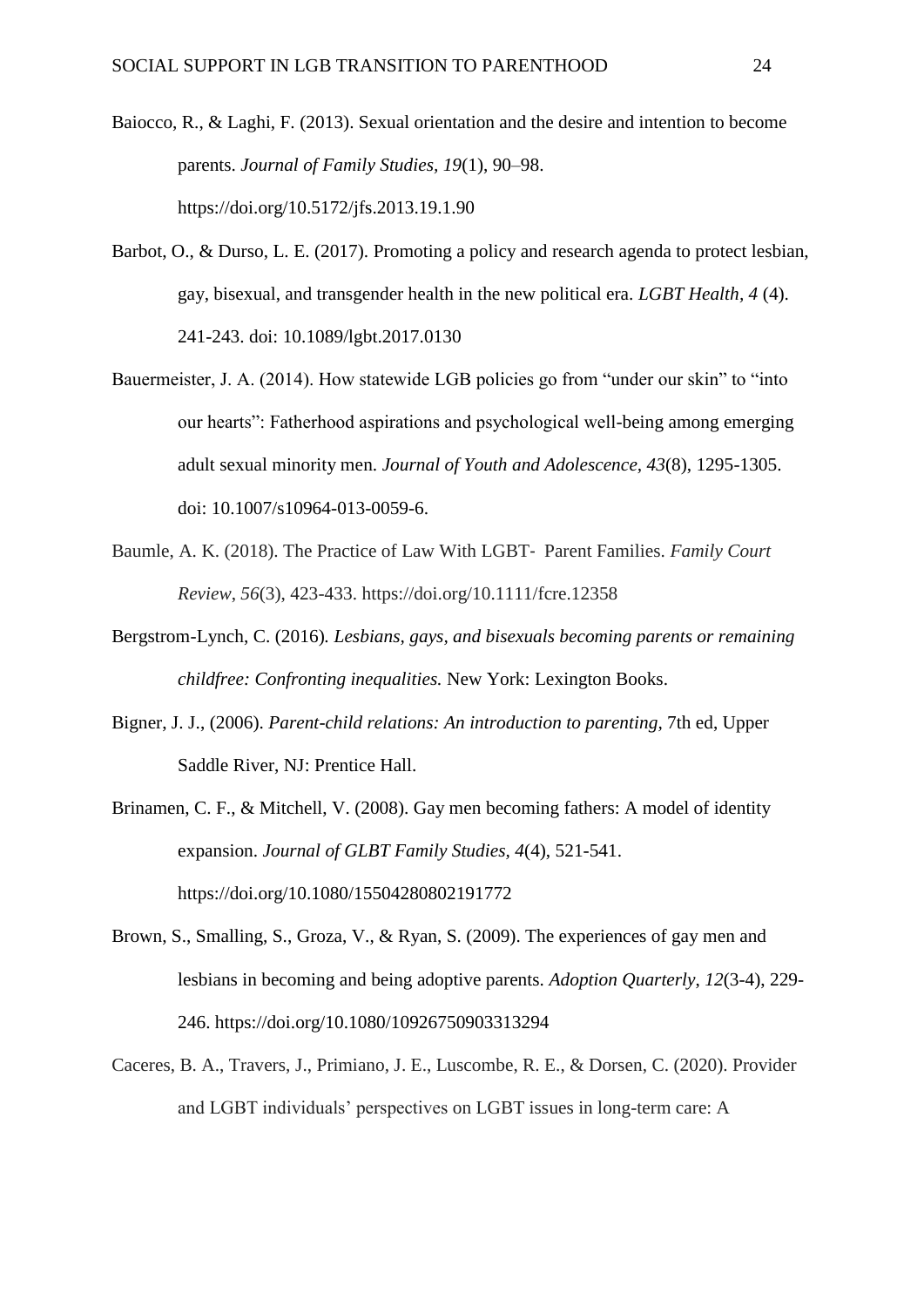Baiocco, R., & Laghi, F. (2013). Sexual orientation and the desire and intention to become parents. *Journal of Family Studies, 19*(1), 90–98. https://doi.org/10.5172/jfs.2013.19.1.90

Barbot, O., & Durso, L. E. (2017). Promoting a policy and research agenda to protect lesbian, gay, bisexual, and transgender health in the new political era. *LGBT Health, 4* (4). 241-243. doi: 10.1089/lgbt.2017.0130

Bauermeister, J. A. (2014). How statewide LGB policies go from "under our skin" to "into our hearts": Fatherhood aspirations and psychological well-being among emerging adult sexual minority men. *Journal of Youth and Adolescence, 43*(8), 1295-1305. doi: 10.1007/s10964-013-0059-6.

Baumle, A. K. (2018). The Practice of Law With LGBT‐ Parent Families. *Family Court Review*, *56*(3), 423-433. https://doi.org/10.1111/fcre.12358

Bergstrom-Lynch, C. (2016). *Lesbians, gays, and bisexuals becoming parents or remaining childfree: Confronting inequalities.* New York: Lexington Books.

Bigner, J. J., (2006). *Parent-child relations: An introduction to parenting*, 7th ed, Upper Saddle River, NJ: Prentice Hall.

Brinamen, C. F., & Mitchell, V. (2008). Gay men becoming fathers: A model of identity expansion. *Journal of GLBT Family Studies, 4*(4), 521-541. https://doi.org/10.1080/15504280802191772

Brown, S., Smalling, S., Groza, V., & Ryan, S. (2009). The experiences of gay men and lesbians in becoming and being adoptive parents. *Adoption Quarterly*, *12*(3-4), 229-246. https://doi.org/10.1080/10926750903313294

Caceres, B. A., Travers, J., Primiano, J. E., Luscombe, R. E., & Dorsen, C. (2020). Provider and LGBT individuals' perspectives on LGBT issues in long-term care: A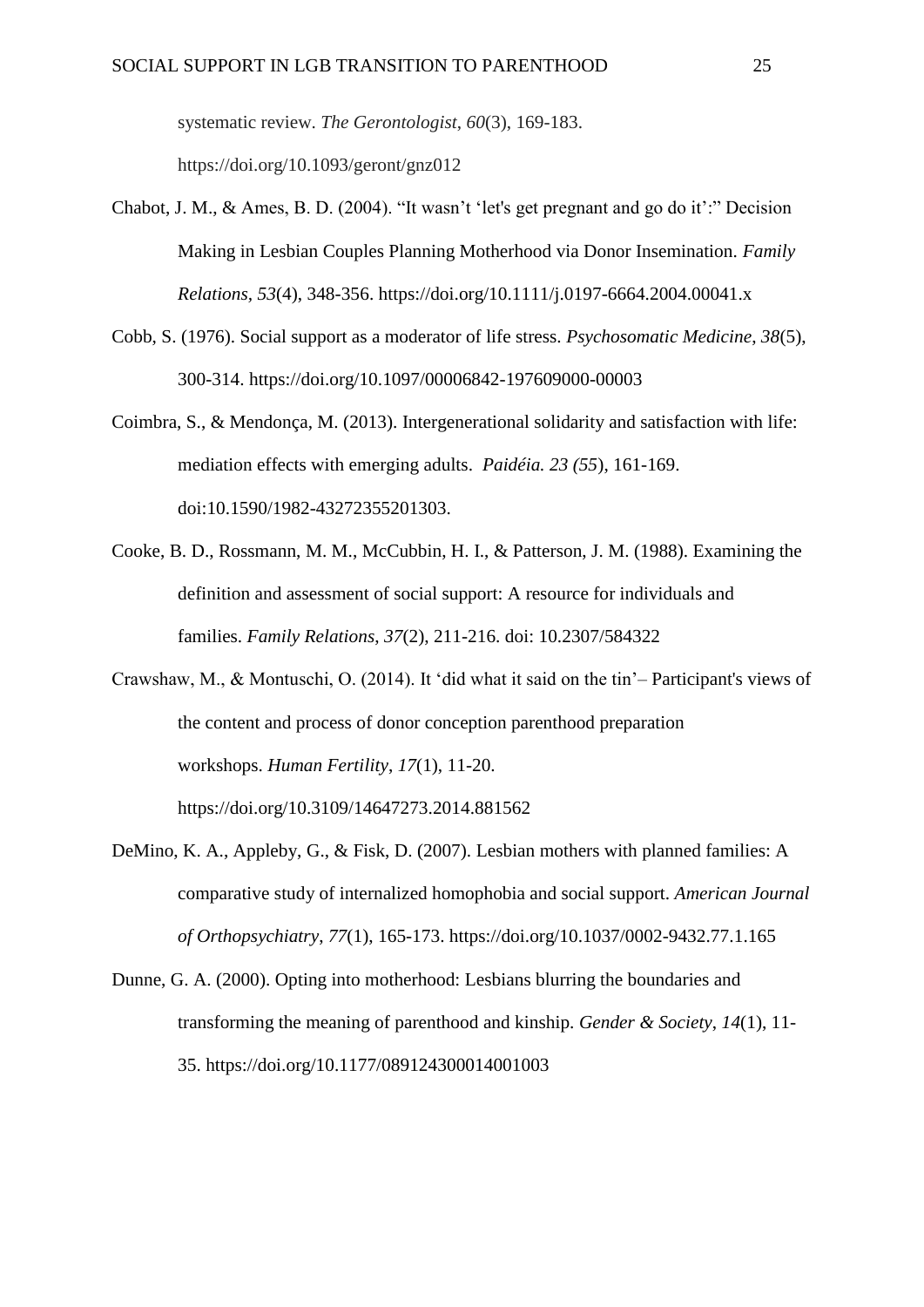systematic review. *The Gerontologist*, *60*(3), 169-183. https://doi.org/10.1093/geront/gnz012

Chabot, J. M., & Ames, B. D. (2004). "It wasn't 'let's get pregnant and go do it':" Decision Making in Lesbian Couples Planning Motherhood via Donor Insemination. *Family Relations*, *53*(4), 348-356. https://doi.org/10.1111/j.0197-6664.2004.00041.x

Cobb, S. (1976). Social support as a moderator of life stress. *Psychosomatic Medicine*, *38*(5), 300-314. https://doi.org/10.1097/00006842-197609000-00003

Coimbra, S., & Mendonça, M. (2013). Intergenerational solidarity and satisfaction with life: mediation effects with emerging adults. *Paidéia. 23 (55*), 161-169. doi:10.1590/1982-43272355201303.

Cooke, B. D., Rossmann, M. M., McCubbin, H. I., & Patterson, J. M. (1988). Examining the definition and assessment of social support: A resource for individuals and families. *Family Relations*, *37*(2), 211-216. doi: 10.2307/584322

Crawshaw, M., & Montuschi, O. (2014). It 'did what it said on the tin'– Participant's views of the content and process of donor conception parenthood preparation workshops. *Human Fertility*, *17*(1), 11-20. https://doi.org/10.3109/14647273.2014.881562

DeMino, K. A., Appleby, G., & Fisk, D. (2007). Lesbian mothers with planned families: A comparative study of internalized homophobia and social support. *American Journal of Orthopsychiatry*, *77*(1), 165-173. https://doi.org/10.1037/0002-9432.77.1.165

Dunne, G. A. (2000). Opting into motherhood: Lesbians blurring the boundaries and transforming the meaning of parenthood and kinship. *Gender & Society*, *14*(1), 11-35. https://doi.org/10.1177/089124300014001003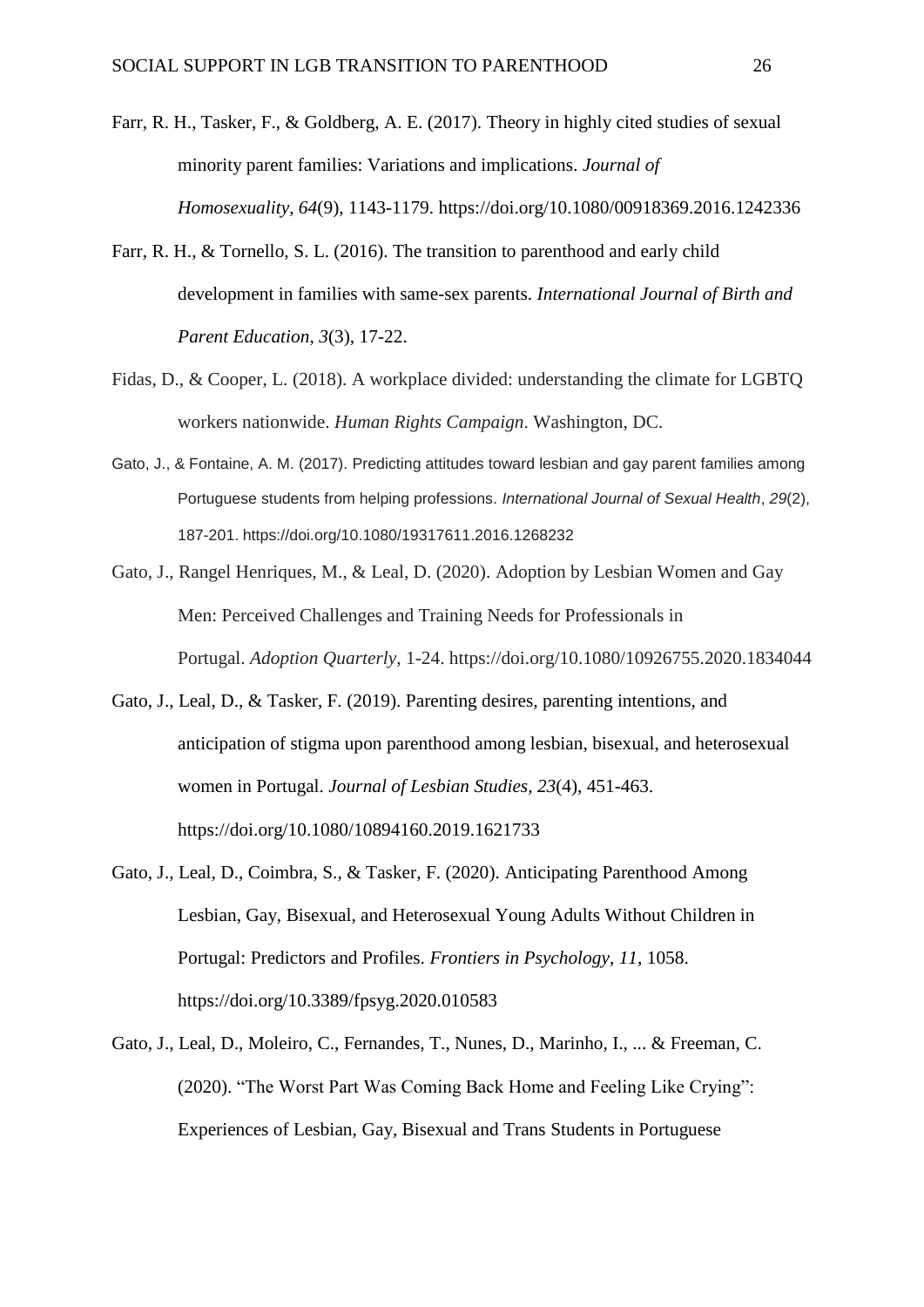Farr, R. H., Tasker, F., & Goldberg, A. E. (2017). Theory in highly cited studies of sexual minority parent families: Variations and implications. *Journal of Homosexuality*, *64*(9), 1143-1179. https://doi.org/10.1080/00918369.2016.1242336

Farr, R. H., & Tornello, S. L. (2016). The transition to parenthood and early child development in families with same-sex parents. *International Journal of Birth and Parent Education*, *3*(3), 17-22.

Fidas, D., & Cooper, L. (2018). A workplace divided: understanding the climate for LGBTQ workers nationwide. *Human Rights Campaign*. Washington, DC.

Gato, J., & Fontaine, A. M. (2017). Predicting attitudes toward lesbian and gay parent families among Portuguese students from helping professions. *International Journal of Sexual Health*, *29*(2), 187-201. https://doi.org/10.1080/19317611.2016.1268232

Gato, J., Rangel Henriques, M., & Leal, D. (2020). Adoption by Lesbian Women and Gay Men: Perceived Challenges and Training Needs for Professionals in Portugal. *Adoption Quarterly*, 1-24. https://doi.org/10.1080/10926755.2020.1834044

Gato, J., Leal, D., & Tasker, F. (2019). Parenting desires, parenting intentions, and anticipation of stigma upon parenthood among lesbian, bisexual, and heterosexual women in Portugal. *Journal of Lesbian Studies, 23*(4), 451-463. https://doi.org/10.1080/10894160.2019.1621733

Gato, J., Leal, D., Coimbra, S., & Tasker, F. (2020). Anticipating Parenthood Among Lesbian, Gay, Bisexual, and Heterosexual Young Adults Without Children in Portugal: Predictors and Profiles. *Frontiers in Psychology*, *11*, 1058. https://doi.org/10.3389/fpsyg.2020.010583

Gato, J., Leal, D., Moleiro, C., Fernandes, T., Nunes, D., Marinho, I., ... & Freeman, C. (2020). "The Worst Part Was Coming Back Home and Feeling Like Crying": Experiences of Lesbian, Gay, Bisexual and Trans Students in Portuguese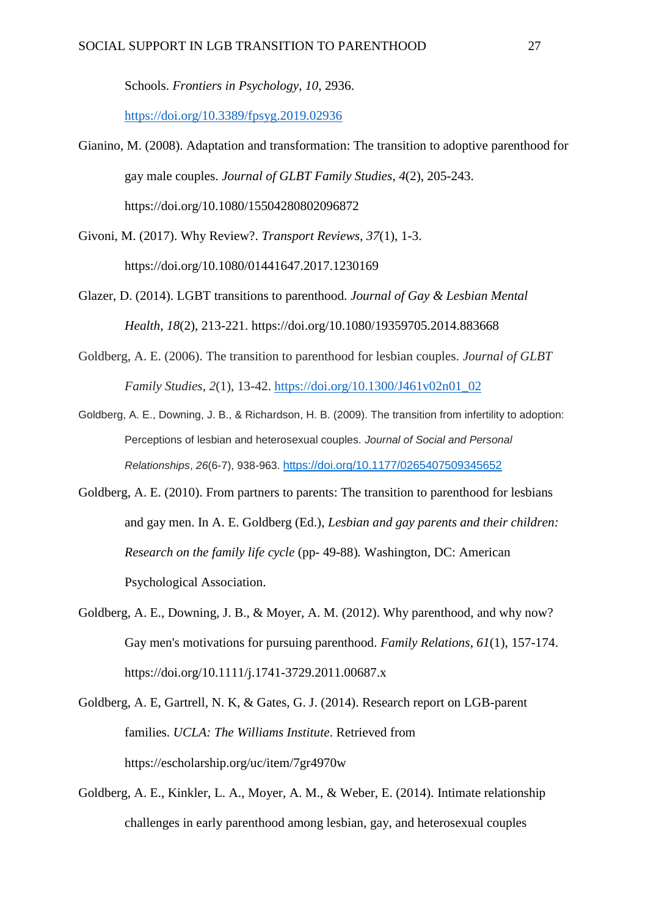Schools. *Frontiers in Psychology*, *10*, 2936. https://doi.org/10.3389/fpsyg.2019.02936

Gianino, M. (2008). Adaptation and transformation: The transition to adoptive parenthood for gay male couples. *Journal of GLBT Family Studies*, *4*(2), 205-243. https://doi.org/10.1080/15504280802096872

Givoni, M. (2017). Why Review?. *Transport Reviews, 37*(1), 1-3. https://doi.org/10.1080/01441647.2017.1230169

Glazer, D. (2014). LGBT transitions to parenthood. *Journal of Gay & Lesbian Mental Health*, *18*(2), 213-221. https://doi.org/10.1080/19359705.2014.883668

Goldberg, A. E. (2006). The transition to parenthood for lesbian couples. *Journal of GLBT Family Studies*, *2*(1), 13-42. https://doi.org/10.1300/J461v02n01_02

Goldberg, A. E., Downing, J. B., & Richardson, H. B. (2009). The transition from infertility to adoption: Perceptions of lesbian and heterosexual couples. *Journal of Social and Personal Relationships*, *26*(6-7), 938-963. https://doi.org/10.1177/0265407509345652

Goldberg, A. E. (2010). From partners to parents: The transition to parenthood for lesbians and gay men. In A. E. Goldberg (Ed.), *Lesbian and gay parents and their children: Research on the family life cycle* (pp- 49-88). Washington, DC: American Psychological Association.

Goldberg, A. E., Downing, J. B., & Moyer, A. M. (2012). Why parenthood, and why now? Gay men's motivations for pursuing parenthood. *Family Relations*, *61*(1), 157-174. https://doi.org/10.1111/j.1741-3729.2011.00687.x

Goldberg, A. E, Gartrell, N. K, & Gates, G. J. (2014). Research report on LGB-parent families. *UCLA: The Williams Institute*. Retrieved from https://escholarship.org/uc/item/7gr4970w

Goldberg, A. E., Kinkler, L. A., Moyer, A. M., & Weber, E. (2014). Intimate relationship challenges in early parenthood among lesbian, gay, and heterosexual couples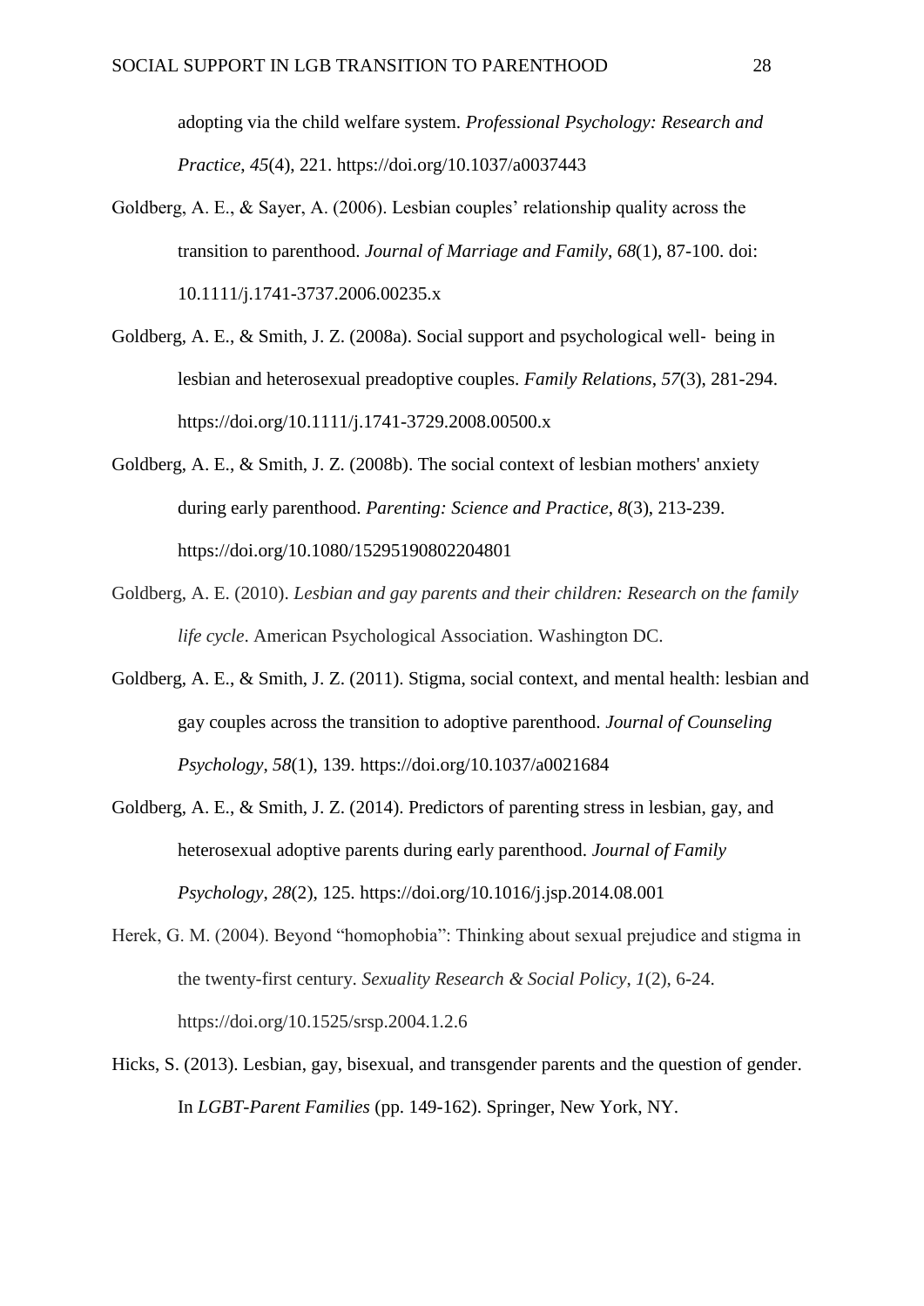adopting via the child welfare system. *Professional Psychology: Research and Practice*, *45*(4), 221. https://doi.org/10.1037/a0037443

Goldberg, A. E., & Sayer, A. (2006). Lesbian couples' relationship quality across the transition to parenthood. *Journal of Marriage and Family*, *68*(1), 87-100. doi: 10.1111/j.1741-3737.2006.00235.x

Goldberg, A. E., & Smith, J. Z. (2008a). Social support and psychological well‐ being in lesbian and heterosexual preadoptive couples. *Family Relations*, *57*(3), 281-294. https://doi.org/10.1111/j.1741-3729.2008.00500.x

Goldberg, A. E., & Smith, J. Z. (2008b). The social context of lesbian mothers' anxiety during early parenthood. *Parenting: Science and Practice*, *8*(3), 213-239. https://doi.org/10.1080/15295190802204801

Goldberg, A. E. (2010). *Lesbian and gay parents and their children: Research on the family life cycle*. American Psychological Association. Washington DC.

Goldberg, A. E., & Smith, J. Z. (2011). Stigma, social context, and mental health: lesbian and gay couples across the transition to adoptive parenthood. *Journal of Counseling Psychology*, *58*(1), 139. https://doi.org/10.1037/a0021684

Goldberg, A. E., & Smith, J. Z. (2014). Predictors of parenting stress in lesbian, gay, and heterosexual adoptive parents during early parenthood. *Journal of Family Psychology*, *28*(2), 125. https://doi.org/10.1016/j.jsp.2014.08.001

Herek, G. M. (2004). Beyond "homophobia": Thinking about sexual prejudice and stigma in the twenty-first century. *Sexuality Research & Social Policy*, *1*(2), 6-24. https://doi.org/10.1525/srsp.2004.1.2.6

Hicks, S. (2013). Lesbian, gay, bisexual, and transgender parents and the question of gender. In *LGBT-Parent Families* (pp. 149-162). Springer, New York, NY.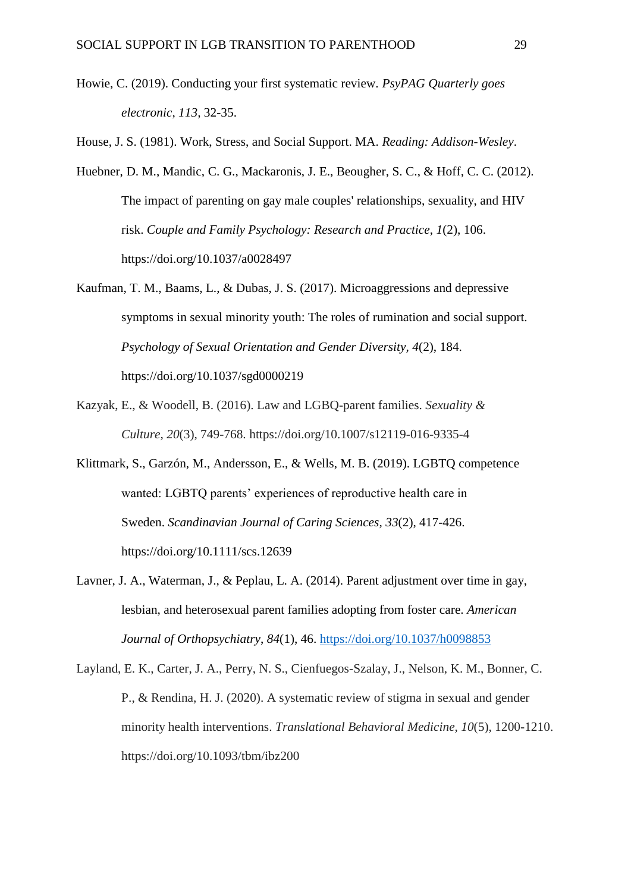Howie, C. (2019). Conducting your first systematic review. *PsyPAG Quarterly goes electronic*, *113*, 32-35.

House, J. S. (1981). Work, Stress, and Social Support. MA. *Reading: Addison-Wesley*.

Huebner, D. M., Mandic, C. G., Mackaronis, J. E., Beougher, S. C., & Hoff, C. C. (2012). The impact of parenting on gay male couples' relationships, sexuality, and HIV risk. *Couple and Family Psychology: Research and Practice*, *1*(2), 106. https://doi.org/10.1037/a0028497

Kaufman, T. M., Baams, L., & Dubas, J. S. (2017). Microaggressions and depressive symptoms in sexual minority youth: The roles of rumination and social support. *Psychology of Sexual Orientation and Gender Diversity*, *4*(2), 184. https://doi.org/10.1037/sgd0000219

Kazyak, E., & Woodell, B. (2016). Law and LGBQ-parent families. *Sexuality & Culture*, *20*(3), 749-768. https://doi.org/10.1007/s12119-016-9335-4

Klittmark, S., Garzón, M., Andersson, E., & Wells, M. B. (2019). LGBTQ competence wanted: LGBTQ parents' experiences of reproductive health care in Sweden. *Scandinavian Journal of Caring Sciences*, *33*(2), 417-426. https://doi.org/10.1111/scs.12639

Lavner, J. A., Waterman, J., & Peplau, L. A. (2014). Parent adjustment over time in gay, lesbian, and heterosexual parent families adopting from foster care. *American Journal of Orthopsychiatry*, *84*(1), 46. https://doi.org/10.1037/h0098853

Layland, E. K., Carter, J. A., Perry, N. S., Cienfuegos-Szalay, J., Nelson, K. M., Bonner, C. P., & Rendina, H. J. (2020). A systematic review of stigma in sexual and gender minority health interventions. *Translational Behavioral Medicine*, *10*(5), 1200-1210. https://doi.org/10.1093/tbm/ibz200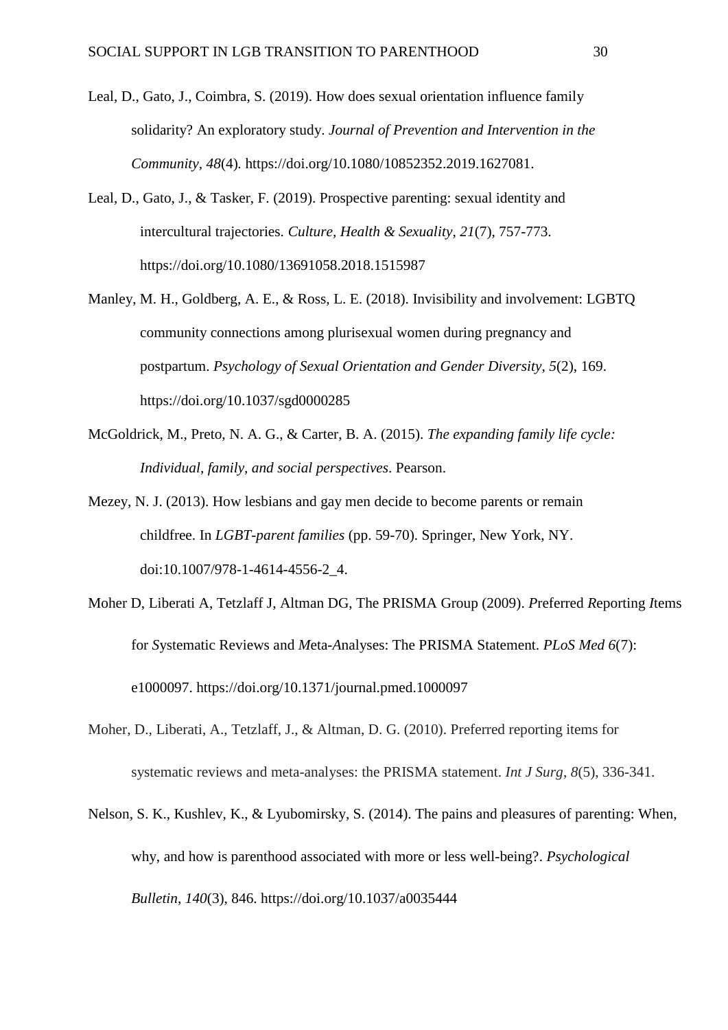Leal, D., Gato, J., Coimbra, S. (2019). How does sexual orientation influence family solidarity? An exploratory study. *Journal of Prevention and Intervention in the Community*, *48*(4). https://doi.org/10.1080/10852352.2019.1627081.

Leal, D., Gato, J., & Tasker, F. (2019). Prospective parenting: sexual identity and intercultural trajectories. *Culture, Health & Sexuality*, *21*(7), 757-773. https://doi.org/10.1080/13691058.2018.1515987

Manley, M. H., Goldberg, A. E., & Ross, L. E. (2018). Invisibility and involvement: LGBTQ community connections among plurisexual women during pregnancy and postpartum. *Psychology of Sexual Orientation and Gender Diversity*, *5*(2), 169. https://doi.org/10.1037/sgd0000285

McGoldrick, M., Preto, N. A. G., & Carter, B. A. (2015). *The expanding family life cycle: Individual, family, and social perspectives*. Pearson.

Mezey, N. J. (2013). How lesbians and gay men decide to become parents or remain childfree. In *LGBT-parent families* (pp. 59-70). Springer, New York, NY. doi:10.1007/978-1-4614-4556-2_4.

Moher D, Liberati A, Tetzlaff J, Altman DG, The PRISMA Group (2009). *P*referred *R*eporting *I*tems for *S*ystematic Reviews and *M*eta-*A*nalyses: The PRISMA Statement. *PLoS Med 6*(7): e1000097. https://doi.org/10.1371/journal.pmed.1000097

Moher, D., Liberati, A., Tetzlaff, J., & Altman, D. G. (2010). Preferred reporting items for systematic reviews and meta-analyses: the PRISMA statement. *Int J Surg*, *8*(5), 336-341.

Nelson, S. K., Kushlev, K., & Lyubomirsky, S. (2014). The pains and pleasures of parenting: When, why, and how is parenthood associated with more or less well-being?. *Psychological Bulletin*, *140*(3), 846. https://doi.org/10.1037/a0035444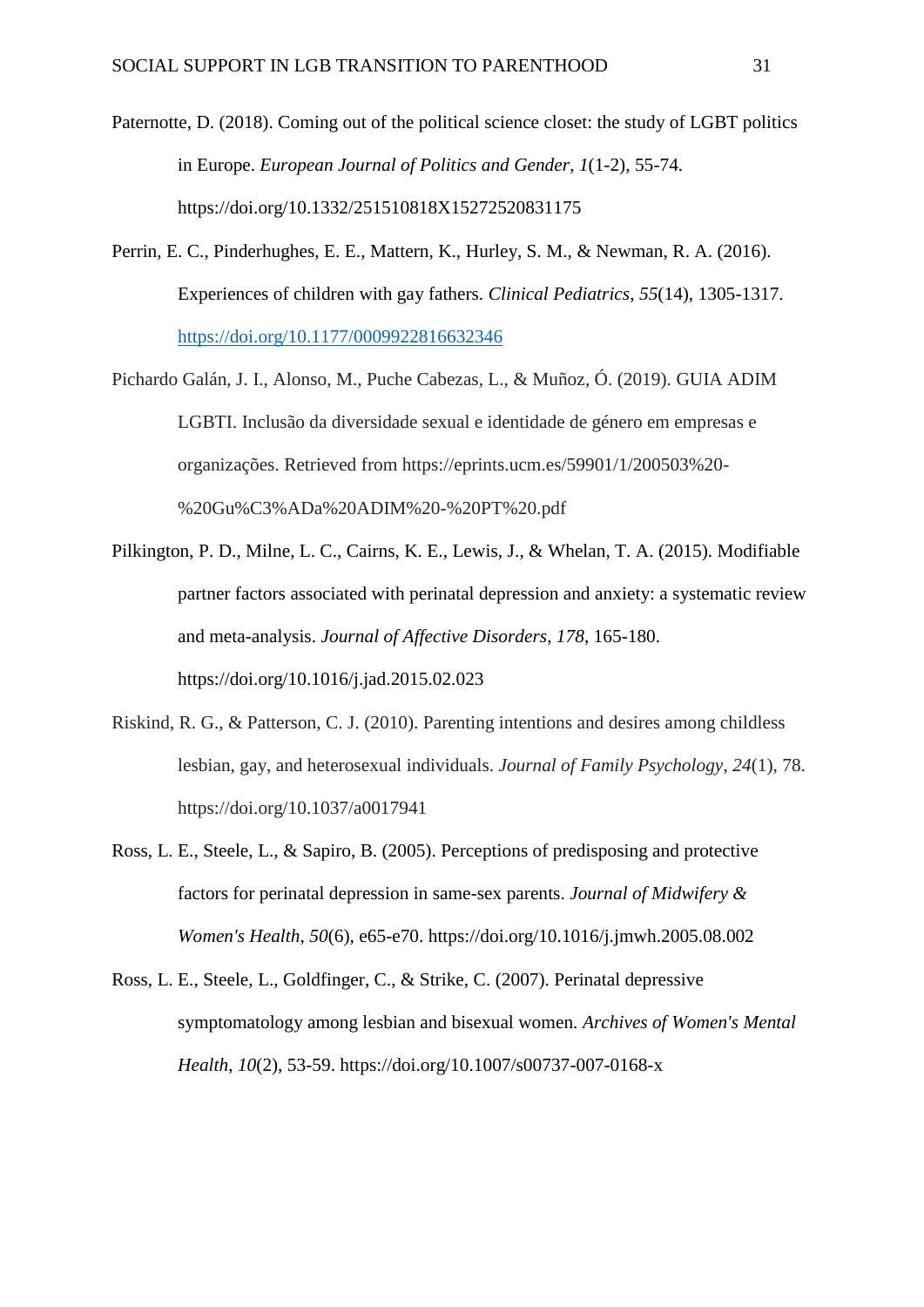Paternotte, D. (2018). Coming out of the political science closet: the study of LGBT politics in Europe. *European Journal of Politics and Gender*, *1*(1-2), 55-74. https://doi.org/10.1332/251510818X15272520831175

Perrin, E. C., Pinderhughes, E. E., Mattern, K., Hurley, S. M., & Newman, R. A. (2016). Experiences of children with gay fathers. *Clinical Pediatrics*, *55*(14), 1305-1317. https://doi.org/10.1177/0009922816632346

Pichardo Galán, J. I., Alonso, M., Puche Cabezas, L., & Muñoz, Ó. (2019). GUIA ADIM LGBTI. Inclusão da diversidade sexual e identidade de género em empresas e organizações. Retrieved from https://eprints.ucm.es/59901/1/200503%20-%20Gu%C3%ADa%20ADIM%20-%20PT%20.pdf

Pilkington, P. D., Milne, L. C., Cairns, K. E., Lewis, J., & Whelan, T. A. (2015). Modifiable partner factors associated with perinatal depression and anxiety: a systematic review and meta-analysis. *Journal of Affective Disorders*, *178*, 165-180. https://doi.org/10.1016/j.jad.2015.02.023

Riskind, R. G., & Patterson, C. J. (2010). Parenting intentions and desires among childless lesbian, gay, and heterosexual individuals. *Journal of Family Psychology*, *24*(1), 78. https://doi.org/10.1037/a0017941

Ross, L. E., Steele, L., & Sapiro, B. (2005). Perceptions of predisposing and protective factors for perinatal depression in same-sex parents. *Journal of Midwifery & Women's Health*, *50*(6), e65-e70. https://doi.org/10.1016/j.jmwh.2005.08.002

Ross, L. E., Steele, L., Goldfinger, C., & Strike, C. (2007). Perinatal depressive symptomatology among lesbian and bisexual women. *Archives of Women's Mental Health*, *10*(2), 53-59. https://doi.org/10.1007/s00737-007-0168-x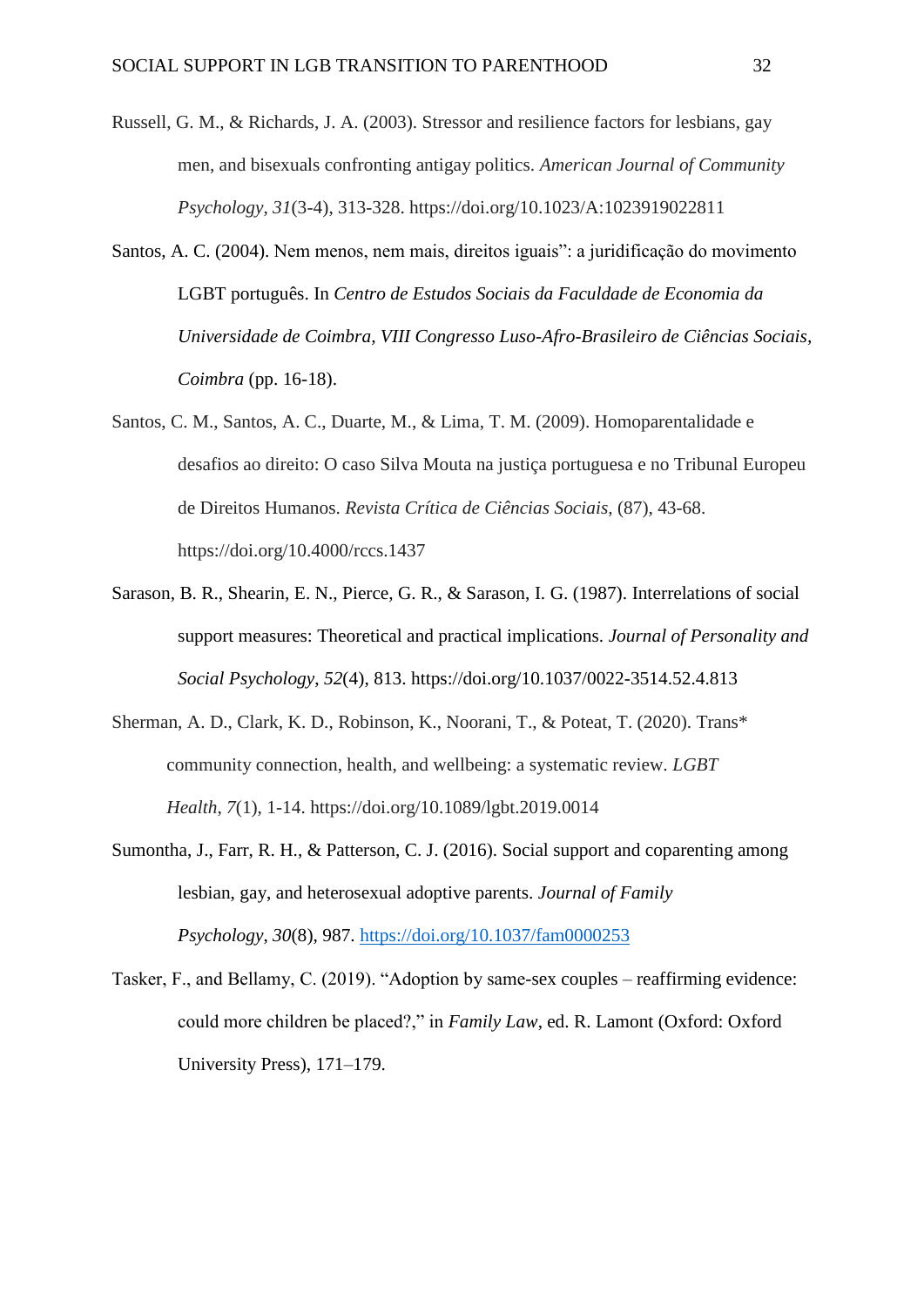Russell, G. M., & Richards, J. A. (2003). Stressor and resilience factors for lesbians, gay men, and bisexuals confronting antigay politics. *American Journal of Community Psychology*, *31*(3-4), 313-328. https://doi.org/10.1023/A:1023919022811

Santos, A. C. (2004). Nem menos, nem mais, direitos iguais": a juridificação do movimento LGBT português. In *Centro de Estudos Sociais da Faculdade de Economia da Universidade de Coimbra, VIII Congresso Luso-Afro-Brasileiro de Ciências Sociais, Coimbra* (pp. 16-18).

Santos, C. M., Santos, A. C., Duarte, M., & Lima, T. M. (2009). Homoparentalidade e desafios ao direito: O caso Silva Mouta na justiça portuguesa e no Tribunal Europeu de Direitos Humanos. *Revista Crítica de Ciências Sociais*, (87), 43-68. https://doi.org/10.4000/rccs.1437

Sarason, B. R., Shearin, E. N., Pierce, G. R., & Sarason, I. G. (1987). Interrelations of social support measures: Theoretical and practical implications. *Journal of Personality and Social Psychology*, *52*(4), 813. https://doi.org/10.1037/0022-3514.52.4.813

Sherman, A. D., Clark, K. D., Robinson, K., Noorani, T., & Poteat, T. (2020). Trans* community connection, health, and wellbeing: a systematic review. *LGBT Health*, *7*(1), 1-14. https://doi.org/10.1089/lgbt.2019.0014

Sumontha, J., Farr, R. H., & Patterson, C. J. (2016). Social support and coparenting among lesbian, gay, and heterosexual adoptive parents. *Journal of Family Psychology*, *30*(8), 987. https://doi.org/10.1037/fam0000253

Tasker, F., and Bellamy, C. (2019). "Adoption by same-sex couples – reaffirming evidence: could more children be placed?," in *Family Law*, ed. R. Lamont (Oxford: Oxford University Press), 171–179.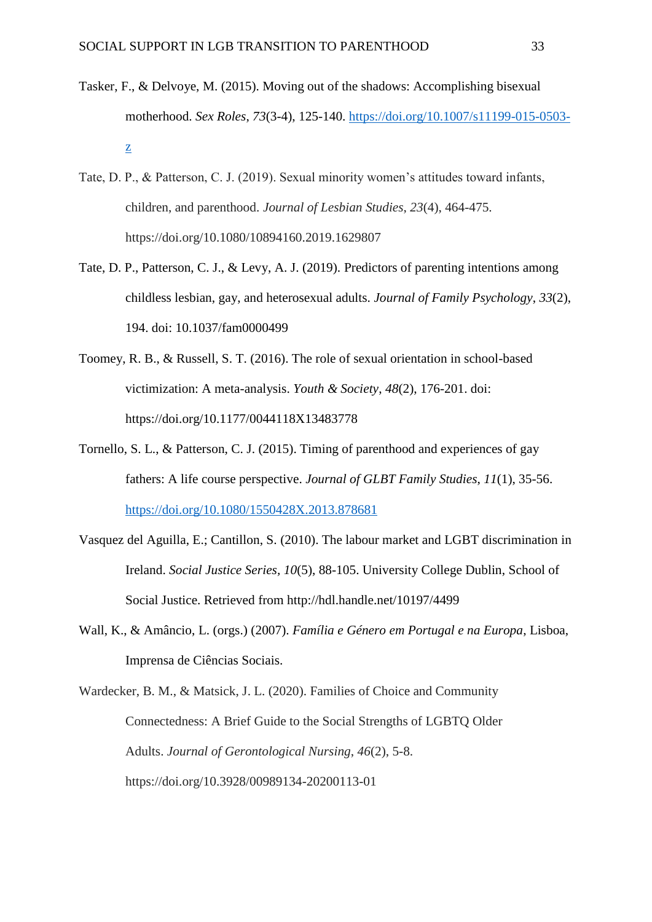Tasker, F., & Delvoye, M. (2015). Moving out of the shadows: Accomplishing bisexual motherhood. *Sex Roles*, *73*(3-4), 125-140. https://doi.org/10.1007/s11199-015-0503-z

Tate, D. P., & Patterson, C. J. (2019). Sexual minority women's attitudes toward infants, children, and parenthood. *Journal of Lesbian Studies*, *23*(4), 464-475. https://doi.org/10.1080/10894160.2019.1629807

Tate, D. P., Patterson, C. J., & Levy, A. J. (2019). Predictors of parenting intentions among childless lesbian, gay, and heterosexual adults. *Journal of Family Psychology*, *33*(2), 194. doi: 10.1037/fam0000499

Toomey, R. B., & Russell, S. T. (2016). The role of sexual orientation in school-based victimization: A meta-analysis. *Youth & Society*, *48*(2), 176-201. doi: https://doi.org/10.1177/0044118X13483778

Tornello, S. L., & Patterson, C. J. (2015). Timing of parenthood and experiences of gay fathers: A life course perspective. *Journal of GLBT Family Studies*, *11*(1), 35-56. https://doi.org/10.1080/1550428X.2013.878681

Vasquez del Aguilla, E.; Cantillon, S. (2010). The labour market and LGBT discrimination in Ireland. *Social Justice Series*, *10*(5), 88-105. University College Dublin, School of Social Justice. Retrieved from http://hdl.handle.net/10197/4499

Wall, K., & Amâncio, L. (orgs.) (2007). *Família e Género em Portugal e na Europa*, Lisboa, Imprensa de Ciências Sociais.

Wardecker, B. M., & Matsick, J. L. (2020). Families of Choice and Community Connectedness: A Brief Guide to the Social Strengths of LGBTQ Older Adults. *Journal of Gerontological Nursing*, *46*(2), 5-8. https://doi.org/10.3928/00989134-20200113-01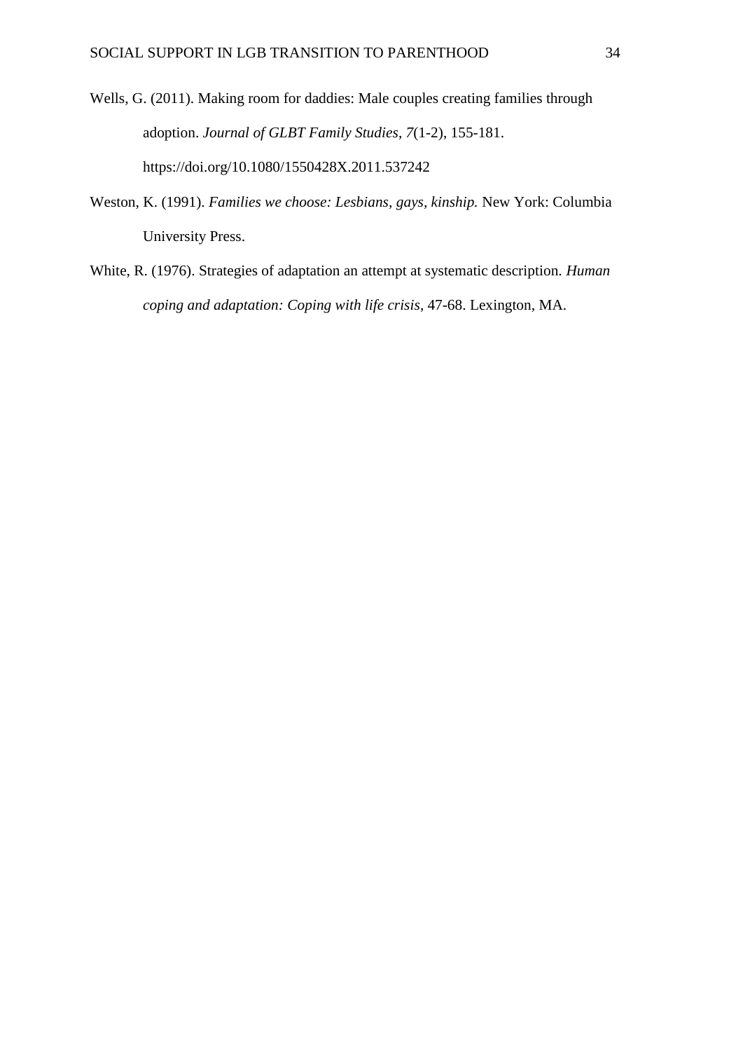Wells, G. (2011). Making room for daddies: Male couples creating families through adoption. *Journal of GLBT Family Studies*, *7*(1-2), 155-181. https://doi.org/10.1080/1550428X.2011.537242

Weston, K. (1991). *Families we choose: Lesbians, gays, kinship.* New York: Columbia University Press.

White, R. (1976). Strategies of adaptation an attempt at systematic description. *Human coping and adaptation: Coping with life crisis*, 47-68. Lexington, MA.